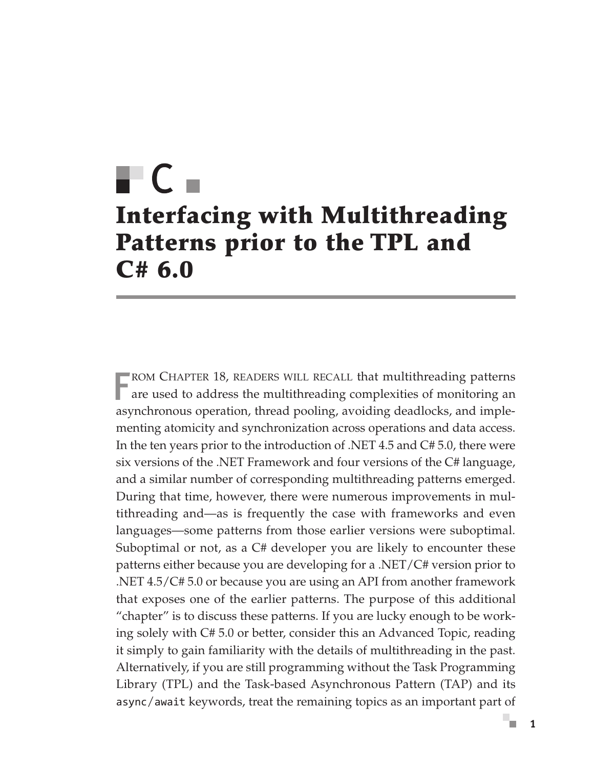# C

# Interfacing with Multithreading Patterns prior to the TPL and C# 6.0

From Chapter 18, readers will recall that multithreading patterns are used to address the multithreading complexities of monitoring an asynchronous operation, thread pooling, avoiding deadlocks, and implementing atomicity and synchronization across operations and data access. In the ten years prior to the introduction of .NET 4.5 and C# 5.0, there were six versions of the .NET Framework and four versions of the C# language, and a similar number of corresponding multithreading patterns emerged. During that time, however, there were numerous improvements in multithreading and—as is frequently the case with frameworks and even languages—some patterns from those earlier versions were suboptimal. Suboptimal or not, as a C# developer you are likely to encounter these patterns either because you are developing for a .NET/C# version prior to .NET 4.5/C# 5.0 or because you are using an API from another framework that exposes one of the earlier patterns. The purpose of this additional "chapter" is to discuss these patterns. If you are lucky enough to be working solely with C# 5.0 or better, consider this an Advanced Topic, reading it simply to gain familiarity with the details of multithreading in the past. Alternatively, if you are still programming without the Task Programming Library (TPL) and the Task-based Asynchronous Pattern (TAP) and its `async`/`await` keywords, treat the remaining topics as an important part of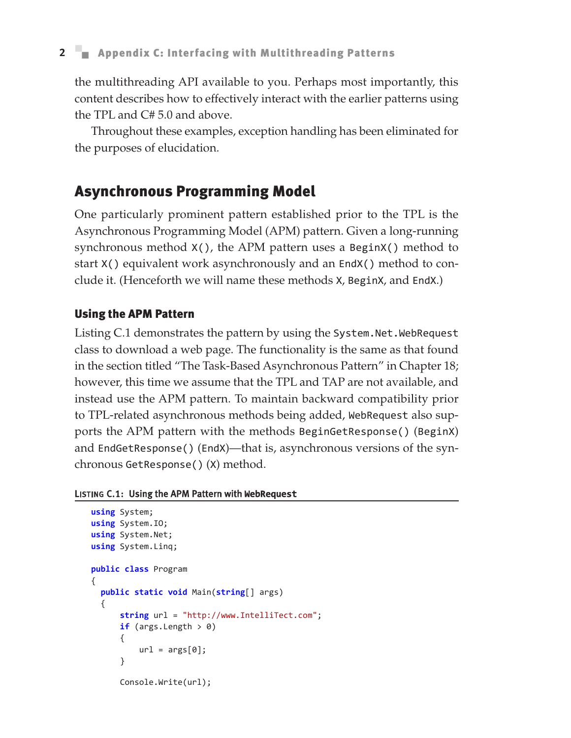the multithreading API available to you. Perhaps most importantly, this content describes how to effectively interact with the earlier patterns using the TPL and C# 5.0 and above.

Throughout these examples, exception handling has been eliminated for the purposes of elucidation.

## Asynchronous Programming Model

One particularly prominent pattern established prior to the TPL is the Asynchronous Programming Model (APM) pattern. Given a long-running synchronous method `X()`, the APM pattern uses a `BeginX()` method to start `X()` equivalent work asynchronously and an `EndX()` method to conclude it. (Henceforth we will name these methods `X`, `BeginX`, and `EndX`.)

### Using the APM Pattern

Listing C.1 demonstrates the pattern by using the `System.Net.WebRequest` class to download a web page. The functionality is the same as that found in the section titled "The Task-Based Asynchronous Pattern" in Chapter 18; however, this time we assume that the TPL and TAP are not available, and instead use the APM pattern. To maintain backward compatibility prior to TPL-related asynchronous methods being added, `WebRequest` also supports the APM pattern with the methods `BeginGetResponse()` (`BeginX`) and `EndGetResponse()` (`EndX`)—that is, asynchronous versions of the synchronous `GetResponse()` (`X`) method.

**Listing C.1: Using the APM Pattern with `WebRequest`**

```
using System;
using System.IO;
using System.Net;
using System.Linq;

public class Program
{
  public static void Main(string[] args)
  {
      string url = "http://www.IntelliTect.com";
      if (args.Length > 0)
      {
          url = args[0];
      }

      Console.Write(url);
```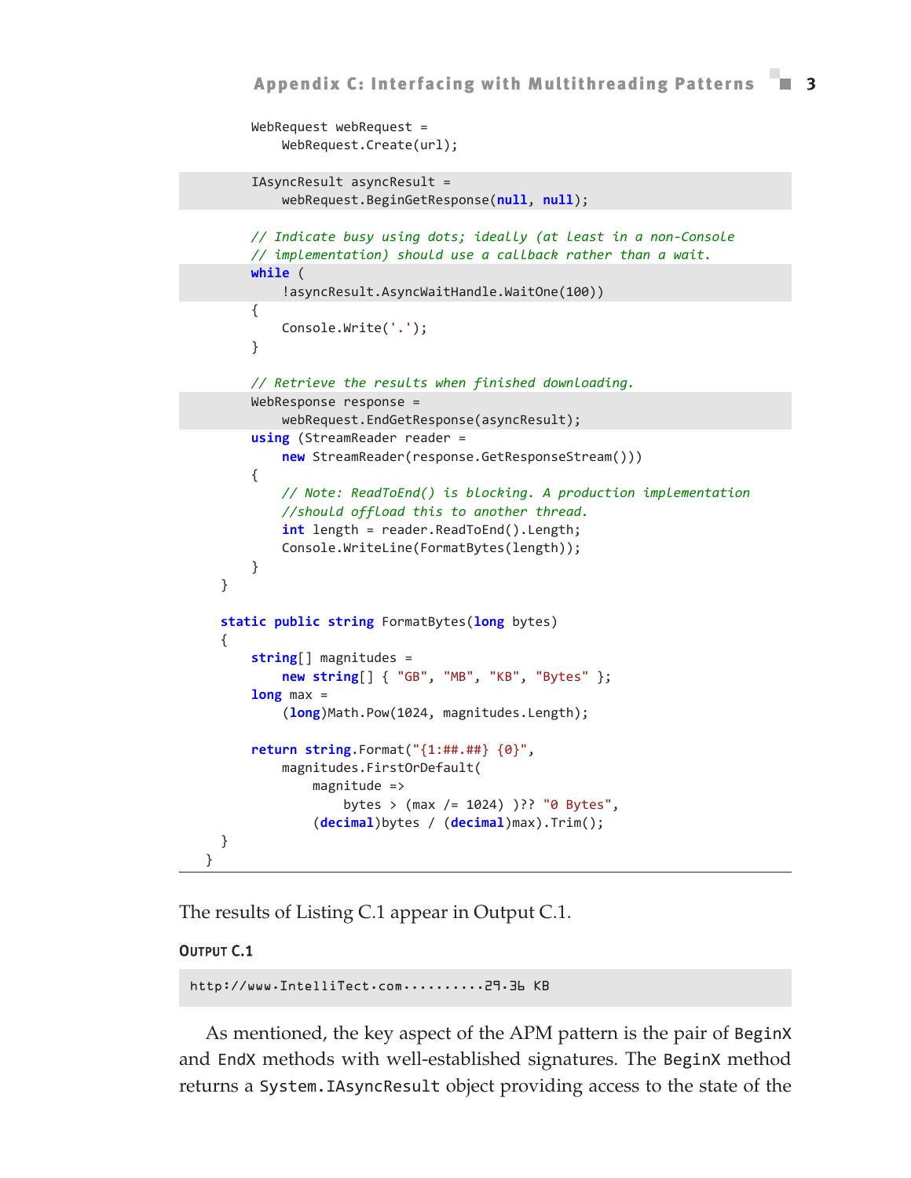```
        WebRequest webRequest =
            WebRequest.Create(url);

        IAsyncResult asyncResult =
            webRequest.BeginGetResponse(null, null);

        // Indicate busy using dots; ideally (at least in a non-Console
        // implementation) should use a callback rather than a wait.
        while (
            !asyncResult.AsyncWaitHandle.WaitOne(100))
        {
            Console.Write('.');
        }

        // Retrieve the results when finished downloading.
        WebResponse response =
            webRequest.EndGetResponse(asyncResult);
        using (StreamReader reader =
            new StreamReader(response.GetResponseStream()))
        {
            // Note: ReadToEnd() is blocking. A production implementation
            //should offload this to another thread.
            int length = reader.ReadToEnd().Length;
            Console.WriteLine(FormatBytes(length));
        }
    }

    static public string FormatBytes(long bytes)
    {
        string[] magnitudes =
            new string[] { "GB", "MB", "KB", "Bytes" };
        long max =
            (long)Math.Pow(1024, magnitudes.Length);

        return string.Format("{1:##.##} {0}",
            magnitudes.FirstOrDefault(
                magnitude =>
                    bytes > (max /= 1024) )?? "0 Bytes",
                (decimal)bytes / (decimal)max).Trim();
    }
}
```

The results of Listing C.1 appear in Output C.1.

**Output C.1**

```
http://www.IntelliTect.com..........29.36 KB
```

As mentioned, the key aspect of the APM pattern is the pair of `BeginX` and `EndX` methods with well-established signatures. The `BeginX` method returns a `System.IAsyncResult` object providing access to the state of the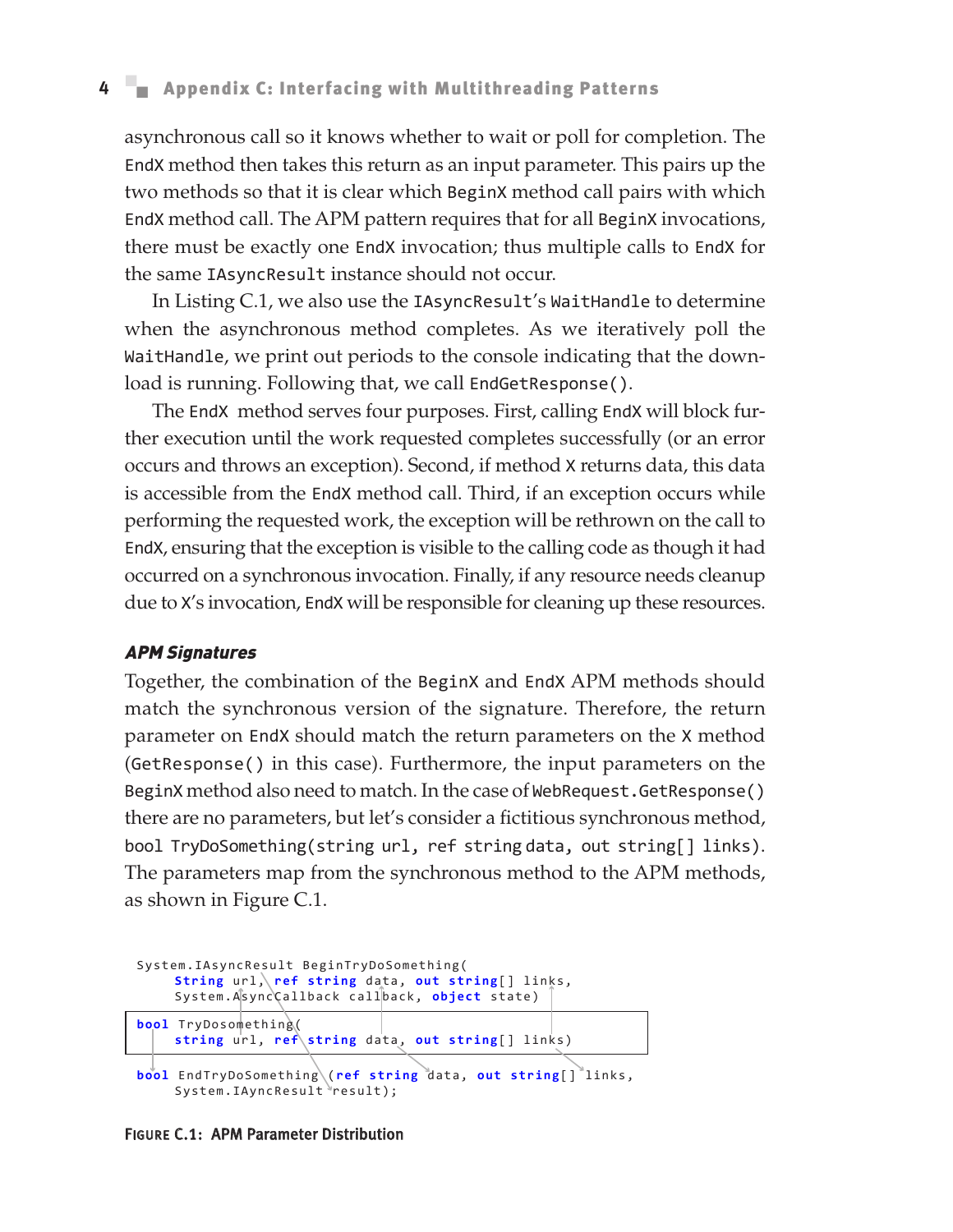asynchronous call so it knows whether to wait or poll for completion. The `EndX` method then takes this return as an input parameter. This pairs up the two methods so that it is clear which `BeginX` method call pairs with which `EndX` method call. The APM pattern requires that for all `BeginX` invocations, there must be exactly one `EndX` invocation; thus multiple calls to `EndX` for the same `IAsyncResult` instance should not occur.

In Listing C.1, we also use the `IAsyncResult`'s `WaitHandle` to determine when the asynchronous method completes. As we iteratively poll the `WaitHandle`, we print out periods to the console indicating that the download is running. Following that, we call `EndGetResponse()`.

The `EndX` method serves four purposes. First, calling `EndX` will block further execution until the work requested completes successfully (or an error occurs and throws an exception). Second, if method `X` returns data, this data is accessible from the `EndX` method call. Third, if an exception occurs while performing the requested work, the exception will be rethrown on the call to `EndX`, ensuring that the exception is visible to the calling code as though it had occurred on a synchronous invocation. Finally, if any resource needs cleanup due to `X`'s invocation, `EndX` will be responsible for cleaning up these resources.

#### *APM Signatures*

Together, the combination of the `BeginX` and `EndX` APM methods should match the synchronous version of the signature. Therefore, the return parameter on `EndX` should match the return parameters on the `X` method (`GetResponse()` in this case). Furthermore, the input parameters on the `BeginX` method also need to match. In the case of `WebRequest.GetResponse()` there are no parameters, but let's consider a fictitious synchronous method, `bool TryDoSomething(string url, ref string data, out string[] links)`. The parameters map from the synchronous method to the APM methods, as shown in Figure C.1.

```
System.IAsyncResult BeginTryDoSomething(
     String url, ref string data, out string[] links,
     System.AsyncCallback callback, object state)

bool TryDosomething(
     string url, ref string data, out string[] links)

bool EndTryDoSomething (ref string data, out string[] links,
     System.IAyncResult result);
```

**Figure C.1: APM Parameter Distribution**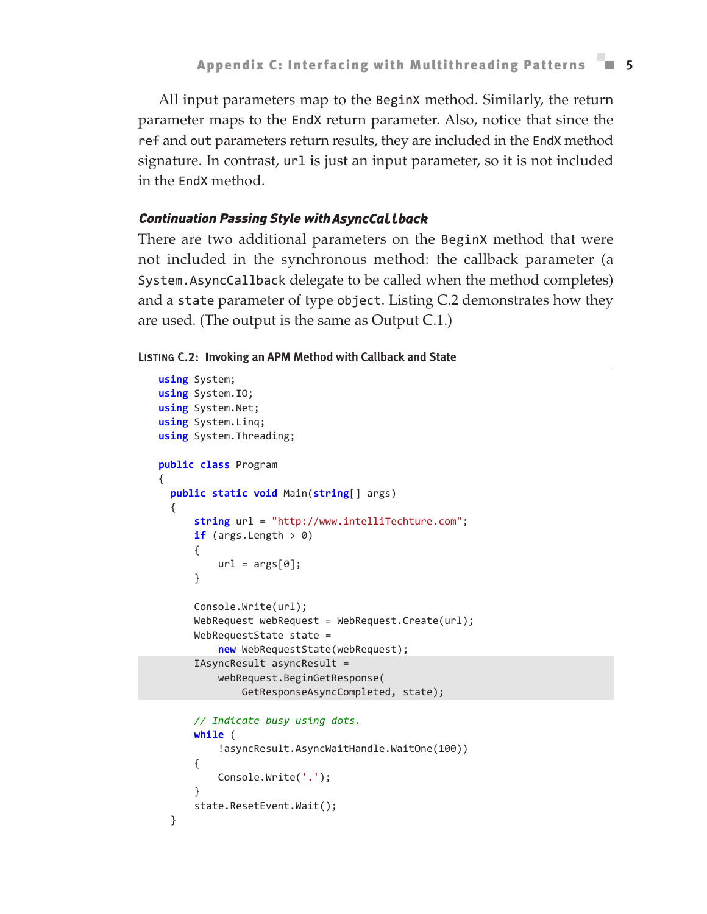All input parameters map to the `BeginX` method. Similarly, the return parameter maps to the `EndX` return parameter. Also, notice that since the `ref` and `out` parameters return results, they are included in the `EndX` method signature. In contrast, `url` is just an input parameter, so it is not included in the `EndX` method.

### *Continuation Passing Style with AsyncCallback*

There are two additional parameters on the `BeginX` method that were not included in the synchronous method: the callback parameter (a `System.AsyncCallback` delegate to be called when the method completes) and a `state` parameter of type `object`. Listing C.2 demonstrates how they are used. (The output is the same as Output C.1.)

**Listing C.2: Invoking an APM Method with Callback and State**

```
using System;
using System.IO;
using System.Net;
using System.Linq;
using System.Threading;

public class Program
{
  public static void Main(string[] args)
  {
      string url = "http://www.intelliTechture.com";
      if (args.Length > 0)
      {
          url = args[0];
      }

      Console.Write(url);
      WebRequest webRequest = WebRequest.Create(url);
      WebRequestState state =
          new WebRequestState(webRequest);
      IAsyncResult asyncResult =
          webRequest.BeginGetResponse(
              GetResponseAsyncCompleted, state);

      // Indicate busy using dots.
      while (
          !asyncResult.AsyncWaitHandle.WaitOne(100))
      {
          Console.Write('.');
      }
      state.ResetEvent.Wait();
  }
```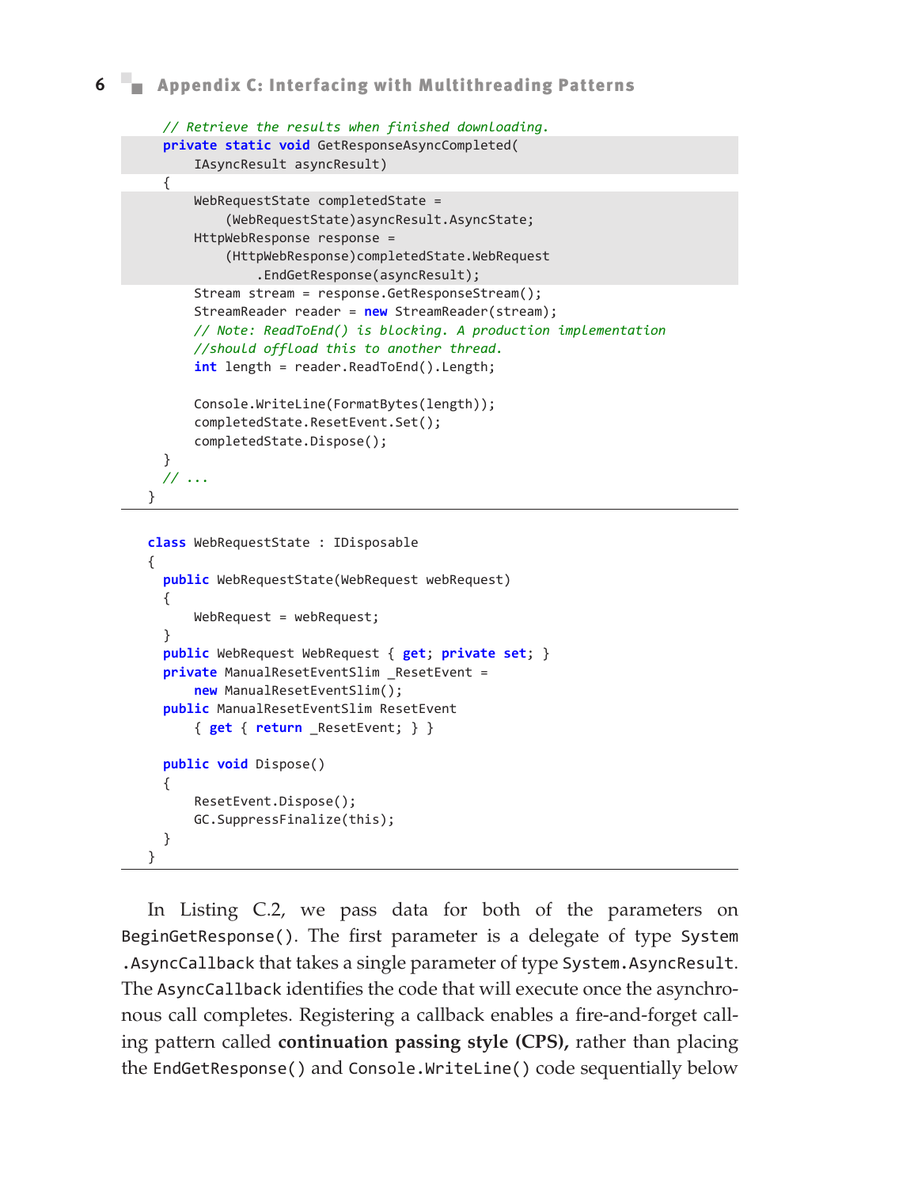```
    // Retrieve the results when finished downloading.
    private static void GetResponseAsyncCompleted(
        IAsyncResult asyncResult)
    {
        WebRequestState completedState =
            (WebRequestState)asyncResult.AsyncState;
        HttpWebResponse response =
            (HttpWebResponse)completedState.WebRequest
                .EndGetResponse(asyncResult);
        Stream stream = response.GetResponseStream();
        StreamReader reader = new StreamReader(stream);
        // Note: ReadToEnd() is blocking. A production implementation
        //should offload this to another thread.
        int length = reader.ReadToEnd().Length;

        Console.WriteLine(FormatBytes(length));
        completedState.ResetEvent.Set();
        completedState.Dispose();
    }
    // ...
}
```

```
class WebRequestState : IDisposable
{
    public WebRequestState(WebRequest webRequest)
    {
        WebRequest = webRequest;
    }
    public WebRequest WebRequest { get; private set; }
    private ManualResetEventSlim _ResetEvent =
        new ManualResetEventSlim();
    public ManualResetEventSlim ResetEvent
        { get { return _ResetEvent; } }

    public void Dispose()
    {
        ResetEvent.Dispose();
        GC.SuppressFinalize(this);
    }
}
```

In Listing C.2, we pass data for both of the parameters on `BeginGetResponse()`. The first parameter is a delegate of type `System.AsyncCallback` that takes a single parameter of type `System.AsyncResult`. The `AsyncCallback` identifies the code that will execute once the asynchronous call completes. Registering a callback enables a fire-and-forget calling pattern called **continuation passing style (CPS),** rather than placing the `EndGetResponse()` and `Console.WriteLine()` code sequentially below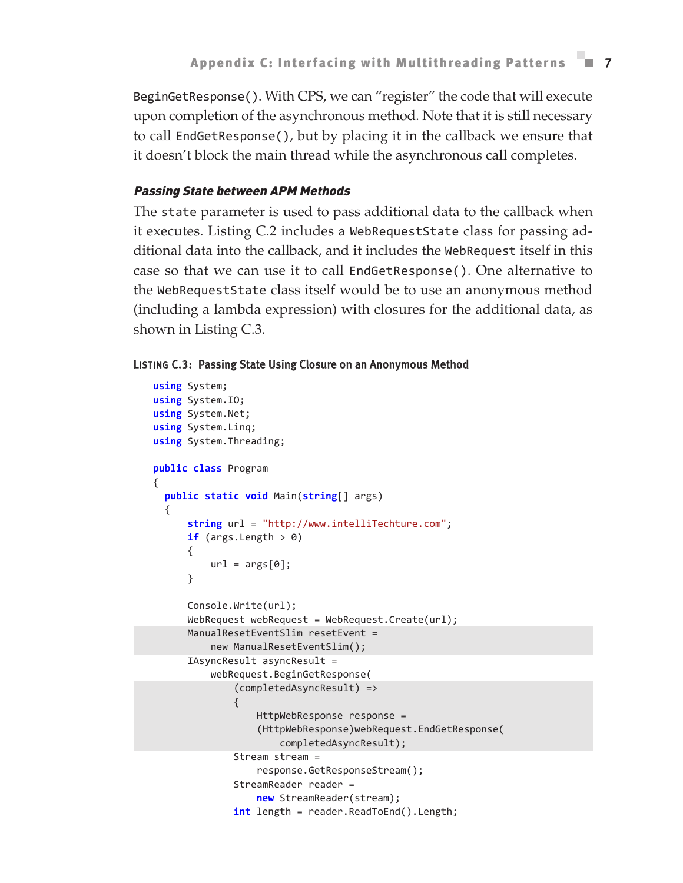BeginGetResponse(). With CPS, we can "register" the code that will execute upon completion of the asynchronous method. Note that it is still necessary to call EndGetResponse(), but by placing it in the callback we ensure that it doesn't block the main thread while the asynchronous call completes.

### *Passing State between APM Methods*

The state parameter is used to pass additional data to the callback when it executes. Listing C.2 includes a WebRequestState class for passing additional data into the callback, and it includes the WebRequest itself in this case so that we can use it to call EndGetResponse(). One alternative to the WebRequestState class itself would be to use an anonymous method (including a lambda expression) with closures for the additional data, as shown in Listing C.3.

**Listing C.3: Passing State Using Closure on an Anonymous Method**

```
using System;
using System.IO;
using System.Net;
using System.Linq;
using System.Threading;

public class Program
{
  public static void Main(string[] args)
  {
      string url = "http://www.intelliTechture.com";
      if (args.Length > 0)
      {
          url = args[0];
      }

      Console.Write(url);
      WebRequest webRequest = WebRequest.Create(url);
      ManualResetEventSlim resetEvent =
          new ManualResetEventSlim();
      IAsyncResult asyncResult =
          webRequest.BeginGetResponse(
              (completedAsyncResult) =>
              {
                  HttpWebResponse response =
                  (HttpWebResponse)webRequest.EndGetResponse(
                      completedAsyncResult);
              Stream stream =
                  response.GetResponseStream();
              StreamReader reader =
                  new StreamReader(stream);
              int length = reader.ReadToEnd().Length;
```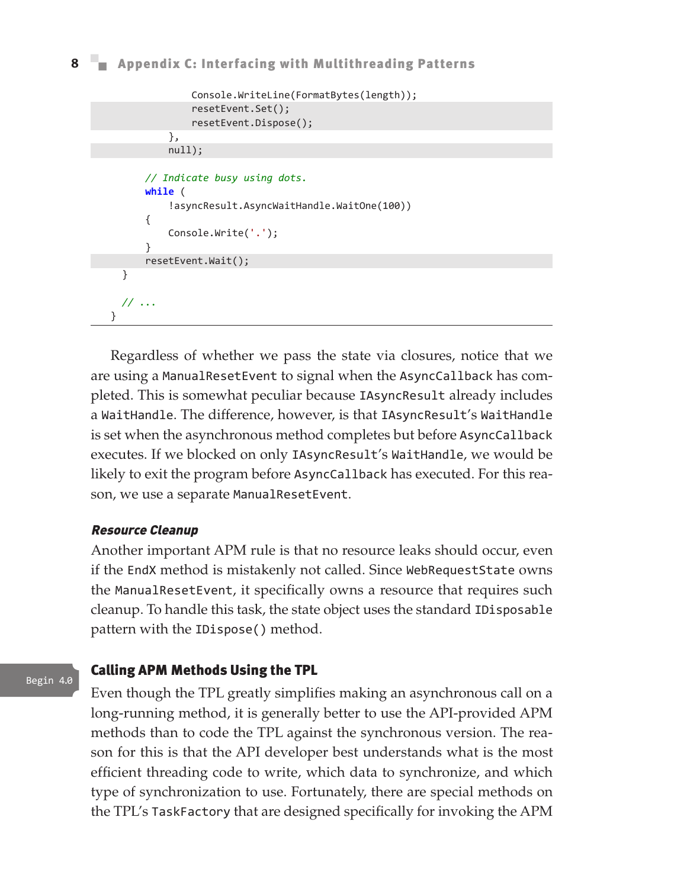```
                Console.WriteLine(FormatBytes(length));
                resetEvent.Set();
                resetEvent.Dispose();
            },
            null);

        // Indicate busy using dots.
        while (
            !asyncResult.AsyncWaitHandle.WaitOne(100))
        {
            Console.Write('.');
        }
        resetEvent.Wait();
    }

    // ...
  }
```

Regardless of whether we pass the state via closures, notice that we are using a `ManualResetEvent` to signal when the `AsyncCallback` has completed. This is somewhat peculiar because `IAsyncResult` already includes a `WaitHandle`. The difference, however, is that `IAsyncResult`'s `WaitHandle` is set when the asynchronous method completes but before `AsyncCallback` executes. If we blocked on only `IAsyncResult`'s `WaitHandle`, we would be likely to exit the program before `AsyncCallback` has executed. For this reason, we use a separate `ManualResetEvent`.

#### *Resource Cleanup*

Another important APM rule is that no resource leaks should occur, even if the `EndX` method is mistakenly not called. Since `WebRequestState` owns the `ManualResetEvent`, it specifically owns a resource that requires such cleanup. To handle this task, the state object uses the standard `IDisposable` pattern with the `IDispose()` method.

Begin 4.0

### Calling APM Methods Using the TPL

Even though the TPL greatly simplifies making an asynchronous call on a long-running method, it is generally better to use the API-provided APM methods than to code the TPL against the synchronous version. The reason for this is that the API developer best understands what is the most efficient threading code to write, which data to synchronize, and which type of synchronization to use. Fortunately, there are special methods on the TPL's `TaskFactory` that are designed specifically for invoking the APM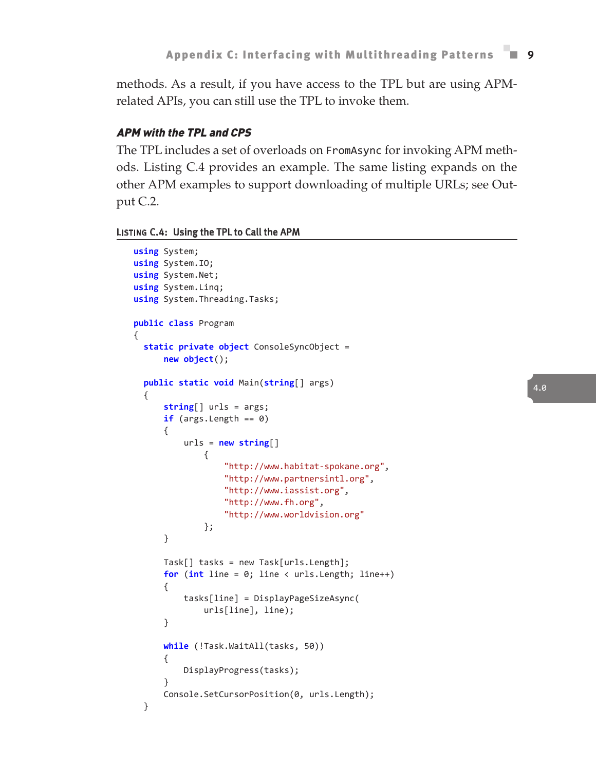methods. As a result, if you have access to the TPL but are using APM-related APIs, you can still use the TPL to invoke them.

### *APM with the TPL and CPS*

The TPL includes a set of overloads on `FromAsync` for invoking APM methods. Listing C.4 provides an example. The same listing expands on the other APM examples to support downloading of multiple URLs; see Output C.2.

**Listing C.4: Using the TPL to Call the APM**

```
using System;
using System.IO;
using System.Net;
using System.Linq;
using System.Threading.Tasks;

public class Program
{
  static private object ConsoleSyncObject =
      new object();

  public static void Main(string[] args)
  {
      string[] urls = args;
      if (args.Length == 0)
      {
          urls = new string[]
              {
                  "http://www.habitat-spokane.org",
                  "http://www.partnersintl.org",
                  "http://www.iassist.org",
                  "http://www.fh.org",
                  "http://www.worldvision.org"
              };
      }

      Task[] tasks = new Task[urls.Length];
      for (int line = 0; line < urls.Length; line++)
      {
          tasks[line] = DisplayPageSizeAsync(
              urls[line], line);
      }

      while (!Task.WaitAll(tasks, 50))
      {
          DisplayProgress(tasks);
      }
      Console.SetCursorPosition(0, urls.Length);
  }
```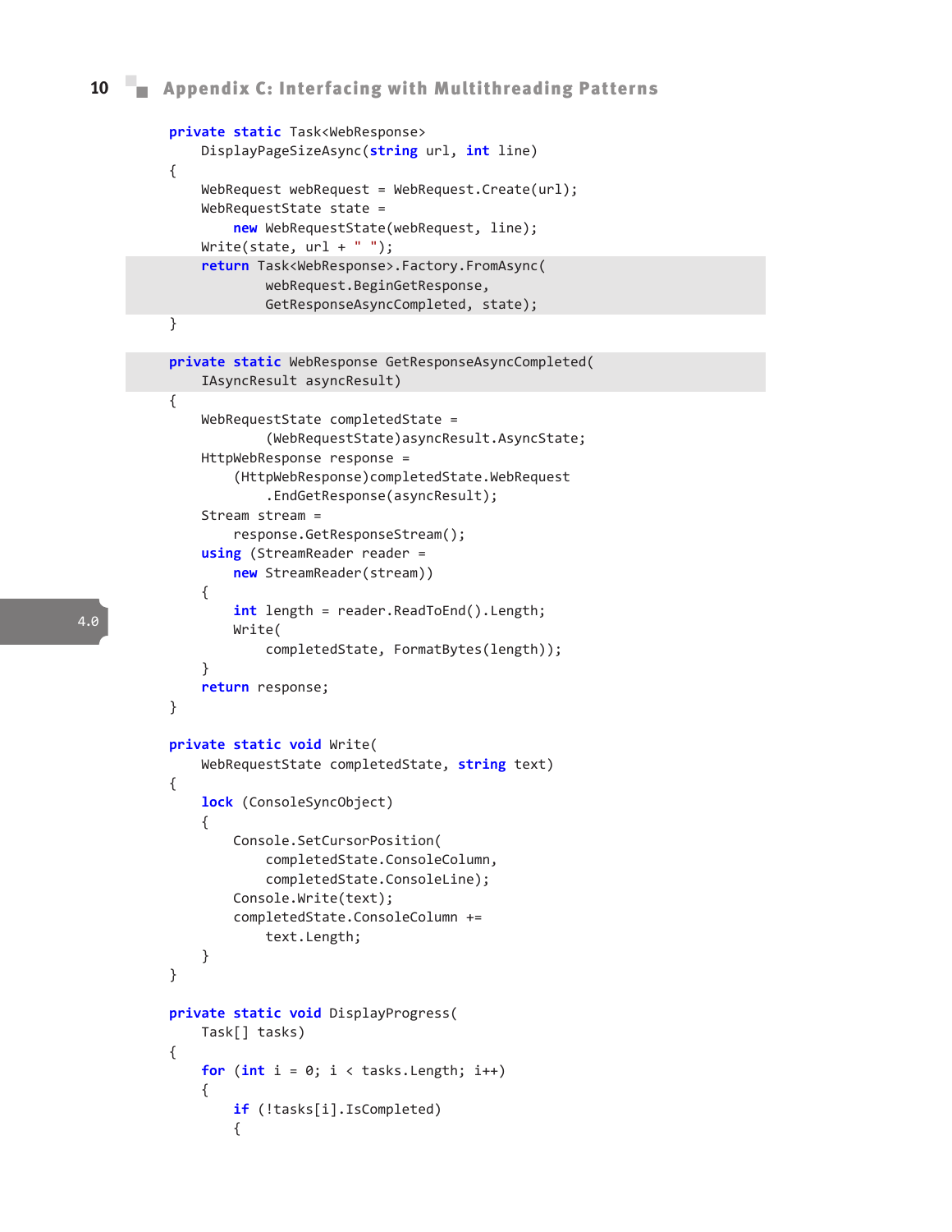```
private static Task<WebResponse>
    DisplayPageSizeAsync(string url, int line)
{
    WebRequest webRequest = WebRequest.Create(url);
    WebRequestState state =
        new WebRequestState(webRequest, line);
    Write(state, url + " ");
    return Task<WebResponse>.Factory.FromAsync(
            webRequest.BeginGetResponse,
            GetResponseAsyncCompleted, state);
}

private static WebResponse GetResponseAsyncCompleted(
    IAsyncResult asyncResult)
{
    WebRequestState completedState =
            (WebRequestState)asyncResult.AsyncState;
    HttpWebResponse response =
        (HttpWebResponse)completedState.WebRequest
            .EndGetResponse(asyncResult);
    Stream stream =
        response.GetResponseStream();
    using (StreamReader reader =
        new StreamReader(stream))
    {
        int length = reader.ReadToEnd().Length;
        Write(
            completedState, FormatBytes(length));
    }
    return response;
}

private static void Write(
    WebRequestState completedState, string text)
{
    lock (ConsoleSyncObject)
    {
        Console.SetCursorPosition(
            completedState.ConsoleColumn,
            completedState.ConsoleLine);
        Console.Write(text);
        completedState.ConsoleColumn +=
            text.Length;
    }
}

private static void DisplayProgress(
    Task[] tasks)
{
    for (int i = 0; i < tasks.Length; i++)
    {
        if (!tasks[i].IsCompleted)
        {
```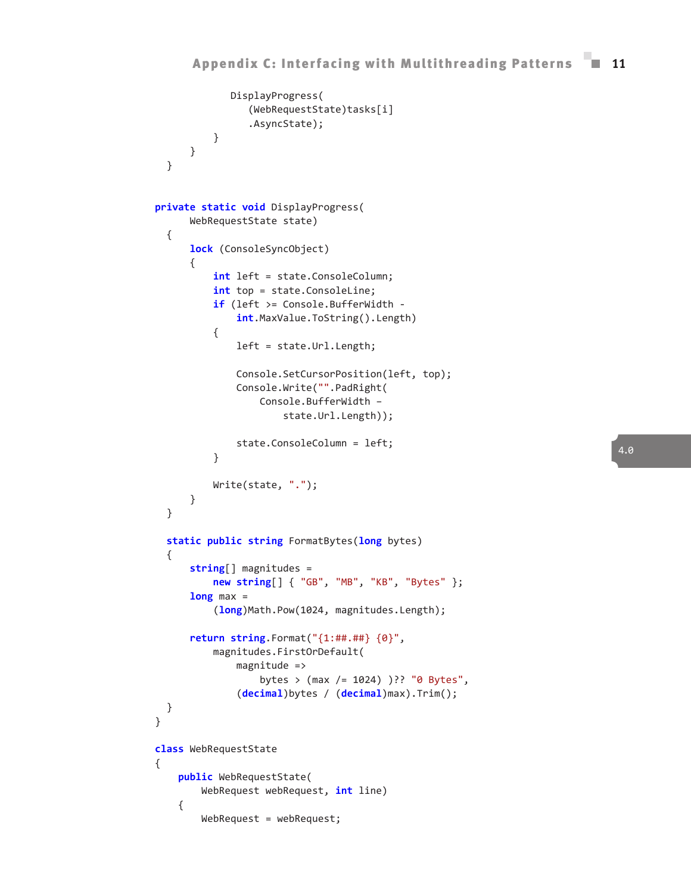```
                DisplayProgress(
                    (WebRequestState)tasks[i]
                    .AsyncState);
            }
        }
    }


    private static void DisplayProgress(
        WebRequestState state)
    {
        lock (ConsoleSyncObject)
        {
            int left = state.ConsoleColumn;
            int top = state.ConsoleLine;
            if (left >= Console.BufferWidth -
                int.MaxValue.ToString().Length)
            {
                left = state.Url.Length;

                Console.SetCursorPosition(left, top);
                Console.Write("".PadRight(
                    Console.BufferWidth -
                        state.Url.Length));

                state.ConsoleColumn = left;
            }

            Write(state, ".");
        }
    }

    static public string FormatBytes(long bytes)
    {
        string[] magnitudes =
            new string[] { "GB", "MB", "KB", "Bytes" };
        long max =
            (long)Math.Pow(1024, magnitudes.Length);

        return string.Format("{1:##.##} {0}",
            magnitudes.FirstOrDefault(
                magnitude =>
                    bytes > (max /= 1024) )?? "0 Bytes",
                (decimal)bytes / (decimal)max).Trim();
    }
}

class WebRequestState
{
    public WebRequestState(
        WebRequest webRequest, int line)
    {
        WebRequest = webRequest;
```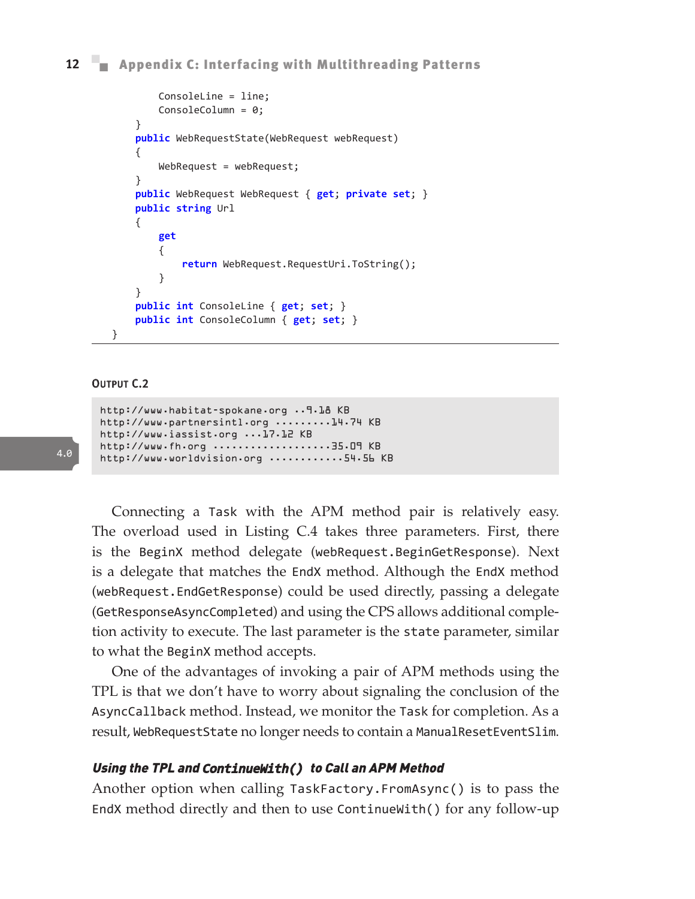```
            ConsoleLine = line;
            ConsoleColumn = 0;
        }
        public WebRequestState(WebRequest webRequest)
        {
            WebRequest = webRequest;
        }
        public WebRequest WebRequest { get; private set; }
        public string Url
        {
            get
            {
                return WebRequest.RequestUri.ToString();
            }
        }
        public int ConsoleLine { get; set; }
        public int ConsoleColumn { get; set; }
    }
```

**Output C.2**

```
http://www.habitat-spokane.org ..9.18 KB
http://www.partnersintl.org .........14.74 KB
http://www.iassist.org ...17.12 KB
http://www.fh.org ...................35.09 KB
http://www.worldvision.org ............54.56 KB
```

Connecting a `Task` with the APM method pair is relatively easy. The overload used in Listing C.4 takes three parameters. First, there is the `BeginX` method delegate (`webRequest.BeginGetResponse`). Next is a delegate that matches the `EndX` method. Although the `EndX` method (`webRequest.EndGetResponse`) could be used directly, passing a delegate (`GetResponseAsyncCompleted`) and using the CPS allows additional completion activity to execute. The last parameter is the `state` parameter, similar to what the `BeginX` method accepts.

One of the advantages of invoking a pair of APM methods using the TPL is that we don't have to worry about signaling the conclusion of the `AsyncCallback` method. Instead, we monitor the `Task` for completion. As a result, `WebRequestState` no longer needs to contain a `ManualResetEventSlim`.

#### *Using the TPL and `ContinueWith()` to Call an APM Method*

Another option when calling `TaskFactory.FromAsync()` is to pass the `EndX` method directly and then to use `ContinueWith()` for any follow-up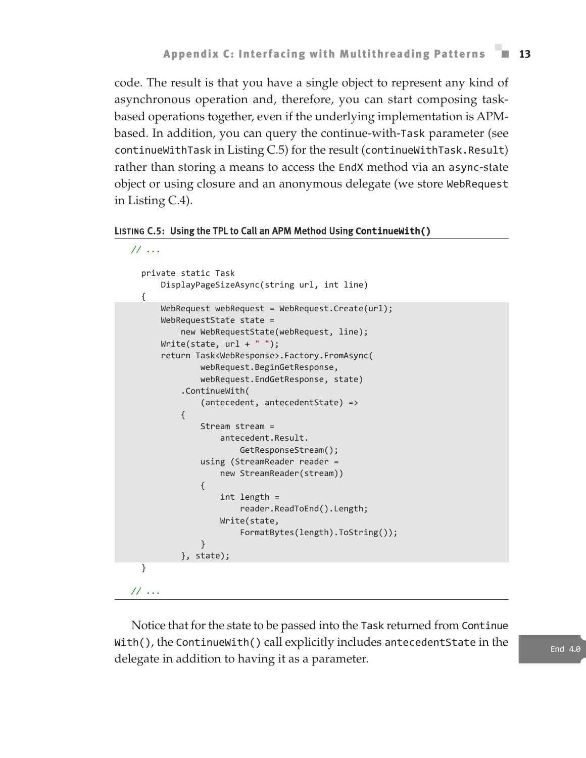code. The result is that you have a single object to represent any kind of asynchronous operation and, therefore, you can start composing task-based operations together, even if the underlying implementation is APM-based. In addition, you can query the continue-with-`Task` parameter (see `continueWithTask` in Listing C.5) for the result (`continueWithTask.Result`) rather than storing a means to access the `EndX` method via an `async`-state object or using closure and an anonymous delegate (we store `WebRequest` in Listing C.4).

**LISTING C.5: Using the TPL to Call an APM Method Using `ContinueWith()`**

```
// ...

  private static Task
      DisplayPageSizeAsync(string url, int line)
  {
      WebRequest webRequest = WebRequest.Create(url);
      WebRequestState state =
          new WebRequestState(webRequest, line);
      Write(state, url + " ");
      return Task<WebResponse>.Factory.FromAsync(
              webRequest.BeginGetResponse,
              webRequest.EndGetResponse, state)
          .ContinueWith(
              (antecedent, antecedentState) =>
          {
              Stream stream =
                  antecedent.Result.
                      GetResponseStream();
              using (StreamReader reader =
                  new StreamReader(stream))
              {
                  int length =
                      reader.ReadToEnd().Length;
                  Write(state,
                      FormatBytes(length).ToString());
              }
          }, state);
  }

// ...
```

Notice that for the state to be passed into the `Task` returned from `ContinueWith()`, the `ContinueWith()` call explicitly includes `antecedentState` in the delegate in addition to having it as a parameter.

End 4.0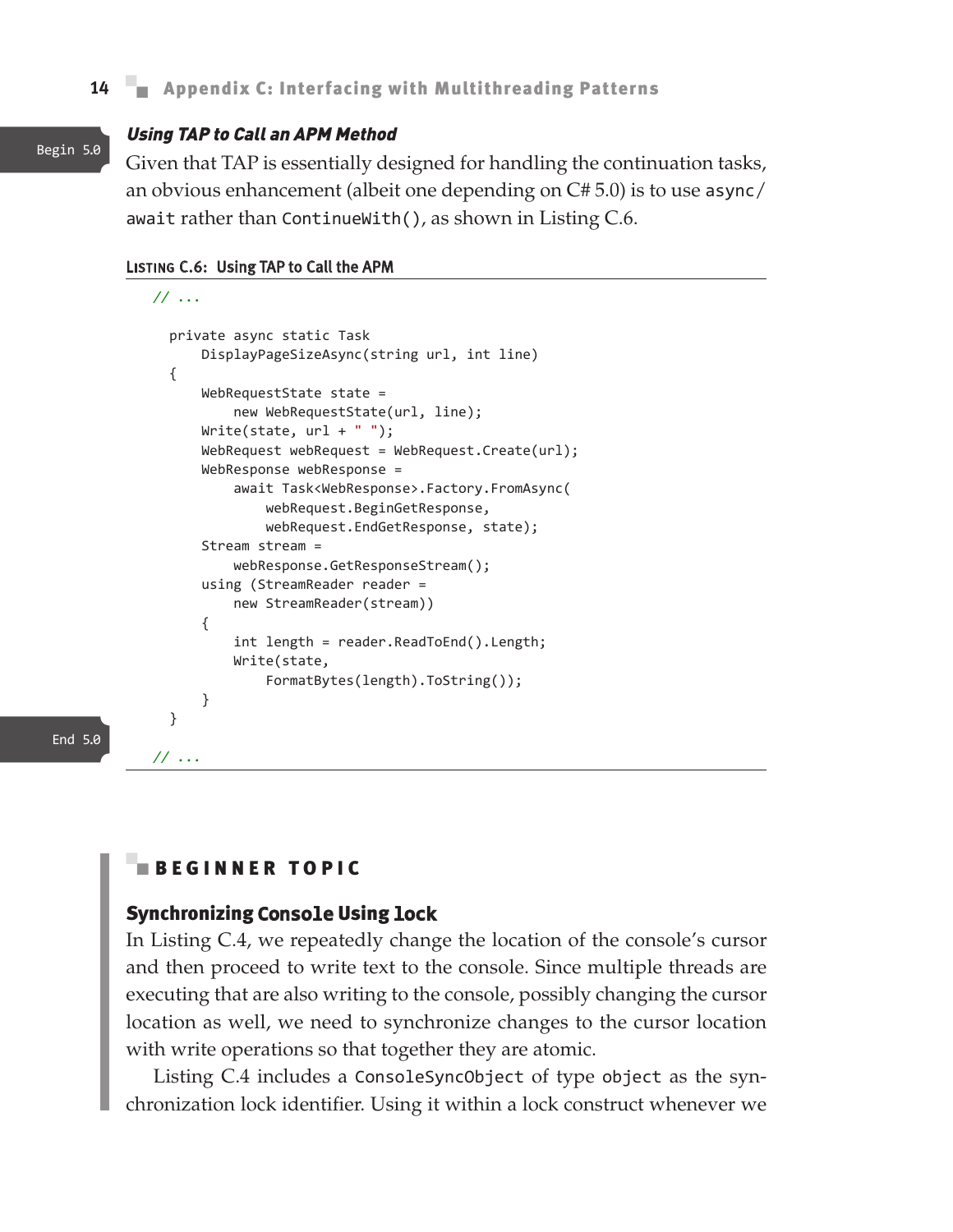Begin 5.0

### *Using TAP to Call an APM Method*

Given that TAP is essentially designed for handling the continuation tasks, an obvious enhancement (albeit one depending on C# 5.0) is to use `async/await` rather than `ContinueWith()`, as shown in Listing C.6.

**Listing C.6: Using TAP to Call the APM**

```
// ...

  private async static Task
      DisplayPageSizeAsync(string url, int line)
  {
      WebRequestState state =
          new WebRequestState(url, line);
      Write(state, url + " ");
      WebRequest webRequest = WebRequest.Create(url);
      WebResponse webResponse =
          await Task<WebResponse>.Factory.FromAsync(
              webRequest.BeginGetResponse,
              webRequest.EndGetResponse, state);
      Stream stream =
          webResponse.GetResponseStream();
      using (StreamReader reader =
          new StreamReader(stream))
      {
          int length = reader.ReadToEnd().Length;
          Write(state,
              FormatBytes(length).ToString());
      }
  }

// ...
```

End 5.0

#### BEGINNER TOPIC

### Synchronizing `Console` Using `lock`

In Listing C.4, we repeatedly change the location of the console's cursor and then proceed to write text to the console. Since multiple threads are executing that are also writing to the console, possibly changing the cursor location as well, we need to synchronize changes to the cursor location with write operations so that together they are atomic.

Listing C.4 includes a `ConsoleSyncObject` of type `object` as the synchronization lock identifier. Using it within a lock construct whenever we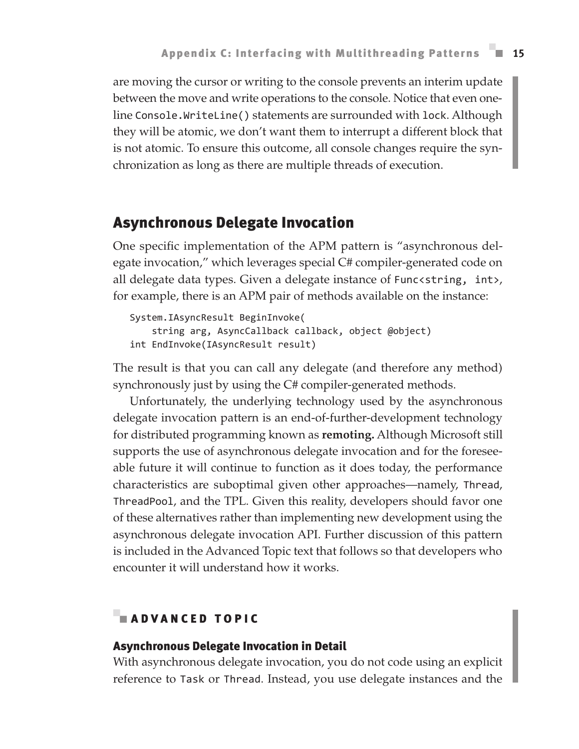are moving the cursor or writing to the console prevents an interim update between the move and write operations to the console. Notice that even one-line `Console.WriteLine()` statements are surrounded with `lock`. Although they will be atomic, we don't want them to interrupt a different block that is not atomic. To ensure this outcome, all console changes require the synchronization as long as there are multiple threads of execution.

## Asynchronous Delegate Invocation

One specific implementation of the APM pattern is "asynchronous delegate invocation," which leverages special C# compiler-generated code on all delegate data types. Given a delegate instance of `Func<string, int>`, for example, there is an APM pair of methods available on the instance:

```
System.IAsyncResult BeginInvoke(
    string arg, AsyncCallback callback, object @object)
int EndInvoke(IAsyncResult result)
```

The result is that you can call any delegate (and therefore any method) synchronously just by using the C# compiler-generated methods.

Unfortunately, the underlying technology used by the asynchronous delegate invocation pattern is an end-of-further-development technology for distributed programming known as **remoting.** Although Microsoft still supports the use of asynchronous delegate invocation and for the foreseeable future it will continue to function as it does today, the performance characteristics are suboptimal given other approaches—namely, `Thread`, `ThreadPool`, and the TPL. Given this reality, developers should favor one of these alternatives rather than implementing new development using the asynchronous delegate invocation API. Further discussion of this pattern is included in the Advanced Topic text that follows so that developers who encounter it will understand how it works.

### ADVANCED TOPIC

#### Asynchronous Delegate Invocation in Detail

With asynchronous delegate invocation, you do not code using an explicit reference to `Task` or `Thread`. Instead, you use delegate instances and the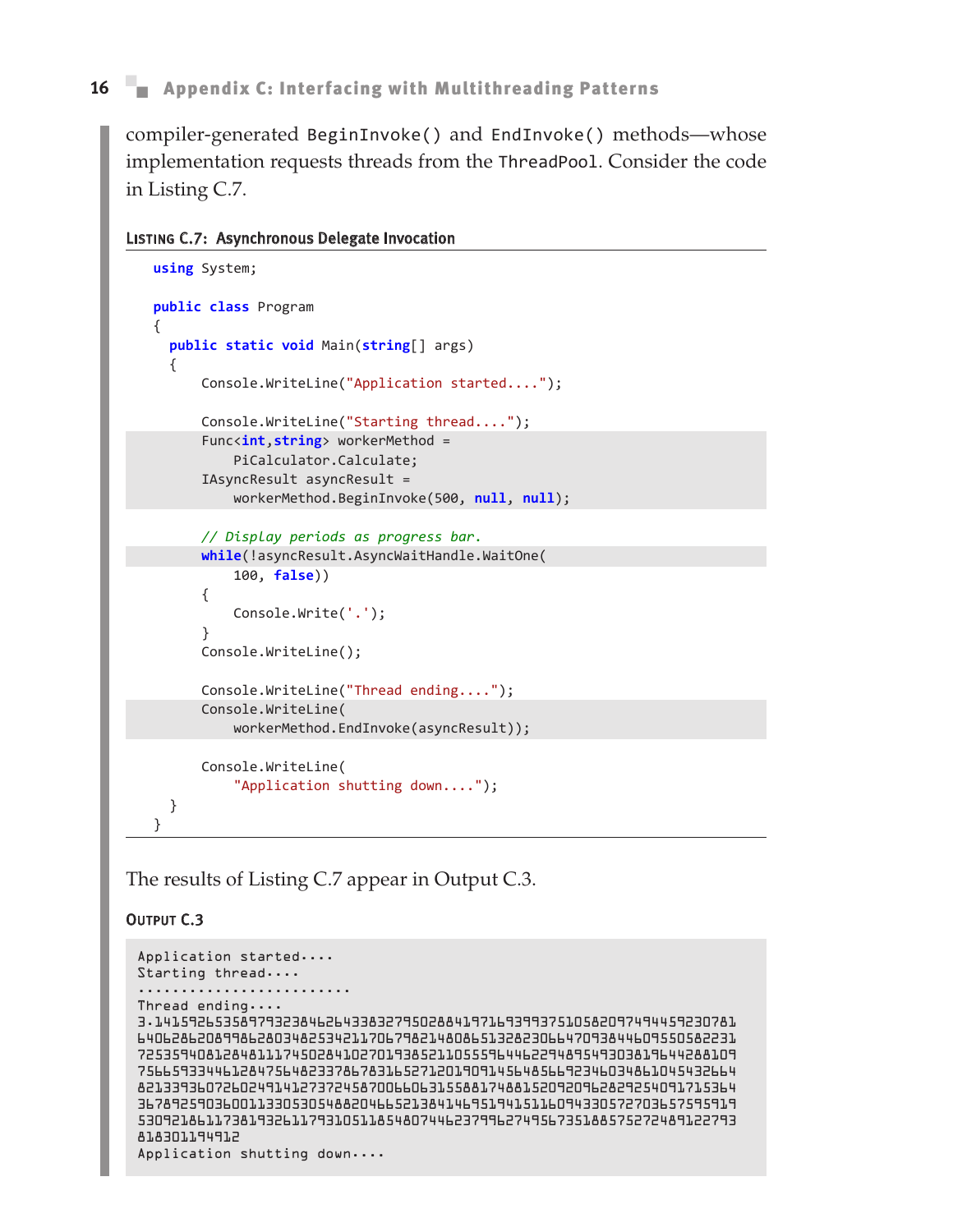compiler-generated `BeginInvoke()` and `EndInvoke()` methods—whose implementation requests threads from the `ThreadPool`. Consider the code in Listing C.7.

**Listing C.7: Asynchronous Delegate Invocation**

```
using System;

public class Program
{
  public static void Main(string[] args)
  {
      Console.WriteLine("Application started....");

      Console.WriteLine("Starting thread....");
      Func<int,string> workerMethod =
          PiCalculator.Calculate;
      IAsyncResult asyncResult =
          workerMethod.BeginInvoke(500, null, null);

      // Display periods as progress bar.
      while(!asyncResult.AsyncWaitHandle.WaitOne(
          100, false))
      {
          Console.Write('.');
      }
      Console.WriteLine();

      Console.WriteLine("Thread ending....");
      Console.WriteLine(
          workerMethod.EndInvoke(asyncResult));

      Console.WriteLine(
          "Application shutting down....");
  }
}
```

The results of Listing C.7 appear in Output C.3.

**Output C.3**

```
Application started....
Starting thread....
.........................
Thread ending....
3.14159265358979323846264338327950288419716939937510582097494459230781
64062862089986280348253421170679821480865132823066470938446095505822317
25359408128481117450284102701938521105559644622948954930381964428810975
66593344612847564823378678316527120190914564856692346034861045432664821
33936072602491412737245870066063155881748815209209628292540917153643678
92590360011330530548820466521384146951941511609433057270365759591953092
18611738193261179310511854807446237996274956735188575272489122793818301
194912
Application shutting down....
```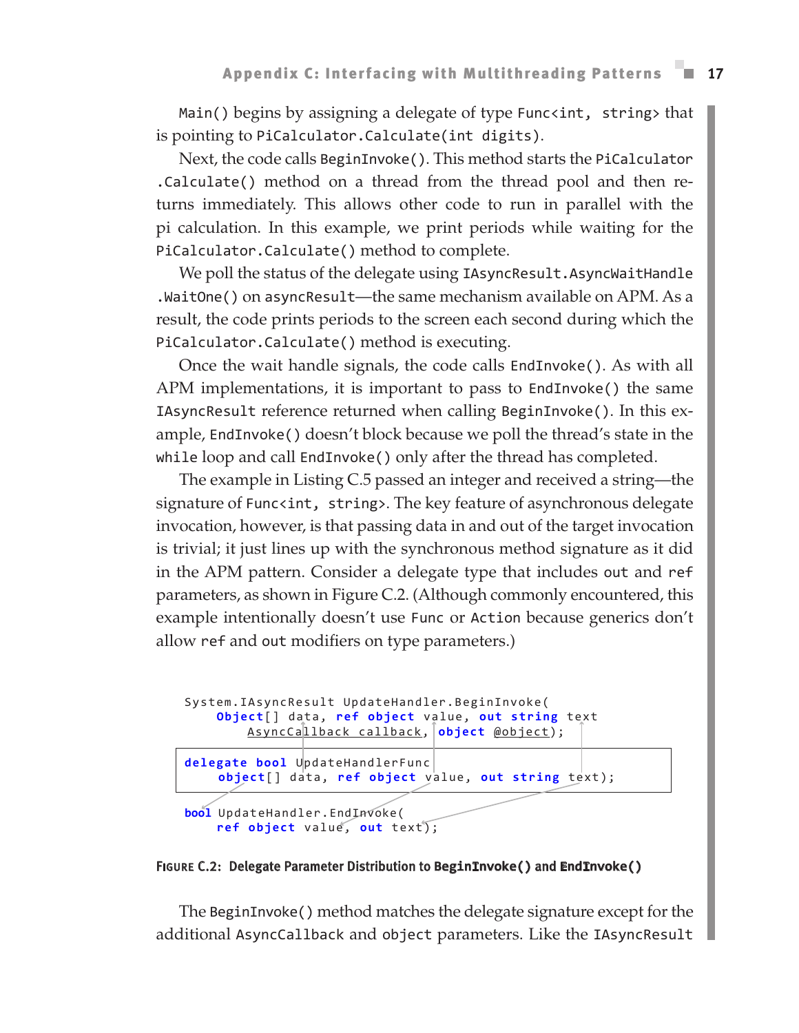`Main()` begins by assigning a delegate of type `Func<int, string>` that is pointing to `PiCalculator.Calculate(int digits)`.

Next, the code calls `BeginInvoke()`. This method starts the `PiCalculator.Calculate()` method on a thread from the thread pool and then returns immediately. This allows other code to run in parallel with the pi calculation. In this example, we print periods while waiting for the `PiCalculator.Calculate()` method to complete.

We poll the status of the delegate using `IAsyncResult.AsyncWaitHandle.WaitOne()` on `asyncResult`—the same mechanism available on APM. As a result, the code prints periods to the screen each second during which the `PiCalculator.Calculate()` method is executing.

Once the wait handle signals, the code calls `EndInvoke()`. As with all APM implementations, it is important to pass to `EndInvoke()` the same `IAsyncResult` reference returned when calling `BeginInvoke()`. In this example, `EndInvoke()` doesn't block because we poll the thread's state in the `while` loop and call `EndInvoke()` only after the thread has completed.

The example in Listing C.5 passed an integer and received a string—the signature of `Func<int, string>`. The key feature of asynchronous delegate invocation, however, is that passing data in and out of the target invocation is trivial; it just lines up with the synchronous method signature as it did in the APM pattern. Consider a delegate type that includes `out` and `ref` parameters, as shown in Figure C.2. (Although commonly encountered, this example intentionally doesn't use `Func` or `Action` because generics don't allow `ref` and `out` modifiers on type parameters.)

```
System.IAsyncResult UpdateHandler.BeginInvoke(
    Object[] data, ref object value, out string text
      AsyncCallback callback, object @object);

delegate bool UpdateHandlerFunc
    object[] data, ref object value, out string text);

bool UpdateHandler.EndInvoke(
    ref object value, out text);
```

**Figure C.2: Delegate Parameter Distribution to `BeginInvoke()` and `EndInvoke()`**

The `BeginInvoke()` method matches the delegate signature except for the additional `AsyncCallback` and `object` parameters. Like the `IAsyncResult`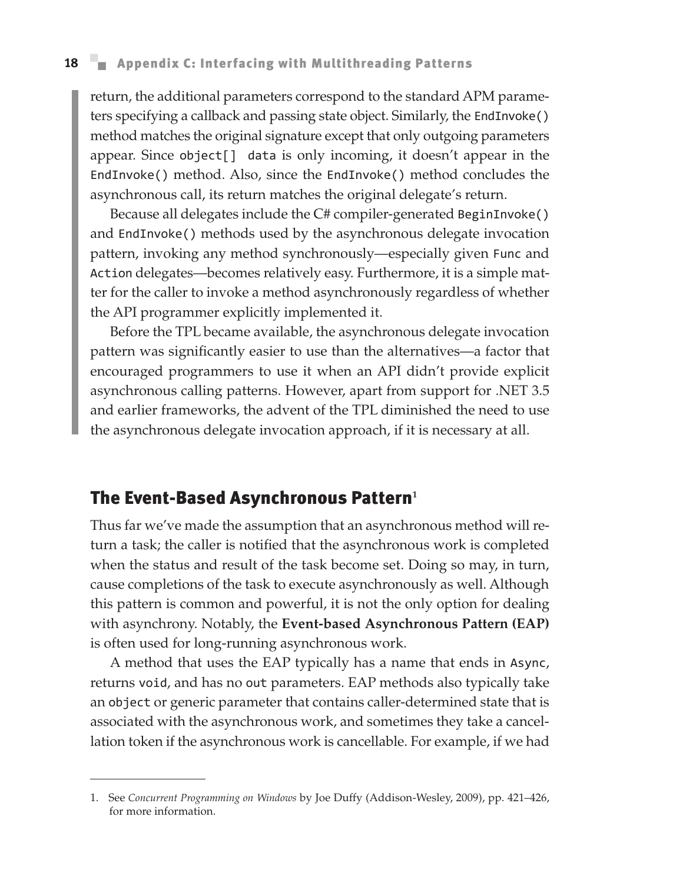return, the additional parameters correspond to the standard APM parameters specifying a callback and passing state object. Similarly, the `EndInvoke()` method matches the original signature except that only outgoing parameters appear. Since `object[] data` is only incoming, it doesn't appear in the `EndInvoke()` method. Also, since the `EndInvoke()` method concludes the asynchronous call, its return matches the original delegate's return.

Because all delegates include the C# compiler-generated `BeginInvoke()` and `EndInvoke()` methods used by the asynchronous delegate invocation pattern, invoking any method synchronously—especially given `Func` and `Action` delegates—becomes relatively easy. Furthermore, it is a simple matter for the caller to invoke a method asynchronously regardless of whether the API programmer explicitly implemented it.

Before the TPL became available, the asynchronous delegate invocation pattern was significantly easier to use than the alternatives—a factor that encouraged programmers to use it when an API didn't provide explicit asynchronous calling patterns. However, apart from support for .NET 3.5 and earlier frameworks, the advent of the TPL diminished the need to use the asynchronous delegate invocation approach, if it is necessary at all.

## The Event-Based Asynchronous Pattern[1]

Thus far we've made the assumption that an asynchronous method will return a task; the caller is notified that the asynchronous work is completed when the status and result of the task become set. Doing so may, in turn, cause completions of the task to execute asynchronously as well. Although this pattern is common and powerful, it is not the only option for dealing with asynchrony. Notably, the **Event-based Asynchronous Pattern (EAP)** is often used for long-running asynchronous work.

A method that uses the EAP typically has a name that ends in `Async`, returns `void`, and has no `out` parameters. EAP methods also typically take an `object` or generic parameter that contains caller-determined state that is associated with the asynchronous work, and sometimes they take a cancellation token if the asynchronous work is cancellable. For example, if we had

---

1. See *Concurrent Programming on Windows* by Joe Duffy (Addison-Wesley, 2009), pp. 421–426, for more information.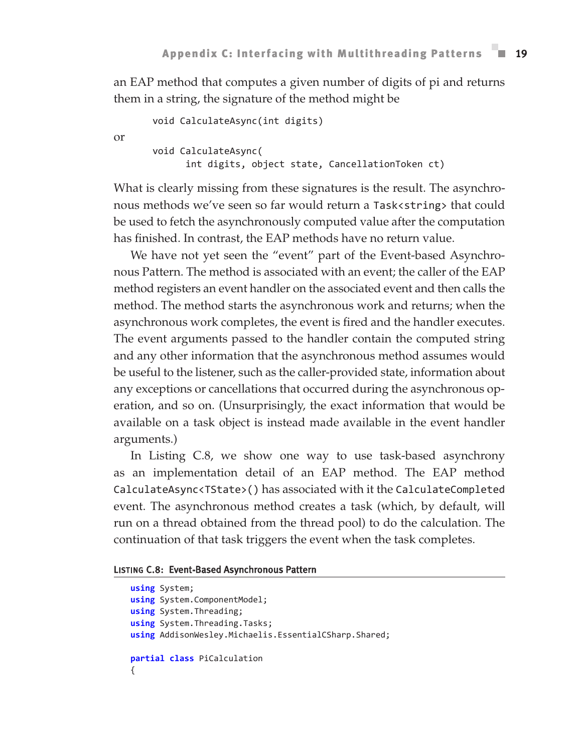an EAP method that computes a given number of digits of pi and returns them in a string, the signature of the method might be

```
void CalculateAsync(int digits)
```

or

```
void CalculateAsync(
      int digits, object state, CancellationToken ct)
```

What is clearly missing from these signatures is the result. The asynchronous methods we've seen so far would return a `Task<string>` that could be used to fetch the asynchronously computed value after the computation has finished. In contrast, the EAP methods have no return value.

We have not yet seen the "event" part of the Event-based Asynchronous Pattern. The method is associated with an event; the caller of the EAP method registers an event handler on the associated event and then calls the method. The method starts the asynchronous work and returns; when the asynchronous work completes, the event is fired and the handler executes. The event arguments passed to the handler contain the computed string and any other information that the asynchronous method assumes would be useful to the listener, such as the caller-provided state, information about any exceptions or cancellations that occurred during the asynchronous operation, and so on. (Unsurprisingly, the exact information that would be available on a task object is instead made available in the event handler arguments.)

In Listing C.8, we show one way to use task-based asynchrony as an implementation detail of an EAP method. The EAP method `CalculateAsync<TState>()` has associated with it the `CalculateCompleted` event. The asynchronous method creates a task (which, by default, will run on a thread obtained from the thread pool) to do the calculation. The continuation of that task triggers the event when the task completes.

**Listing C.8: Event-Based Asynchronous Pattern**

```
using System;
using System.ComponentModel;
using System.Threading;
using System.Threading.Tasks;
using AddisonWesley.Michaelis.EssentialCSharp.Shared;

partial class PiCalculation
{
```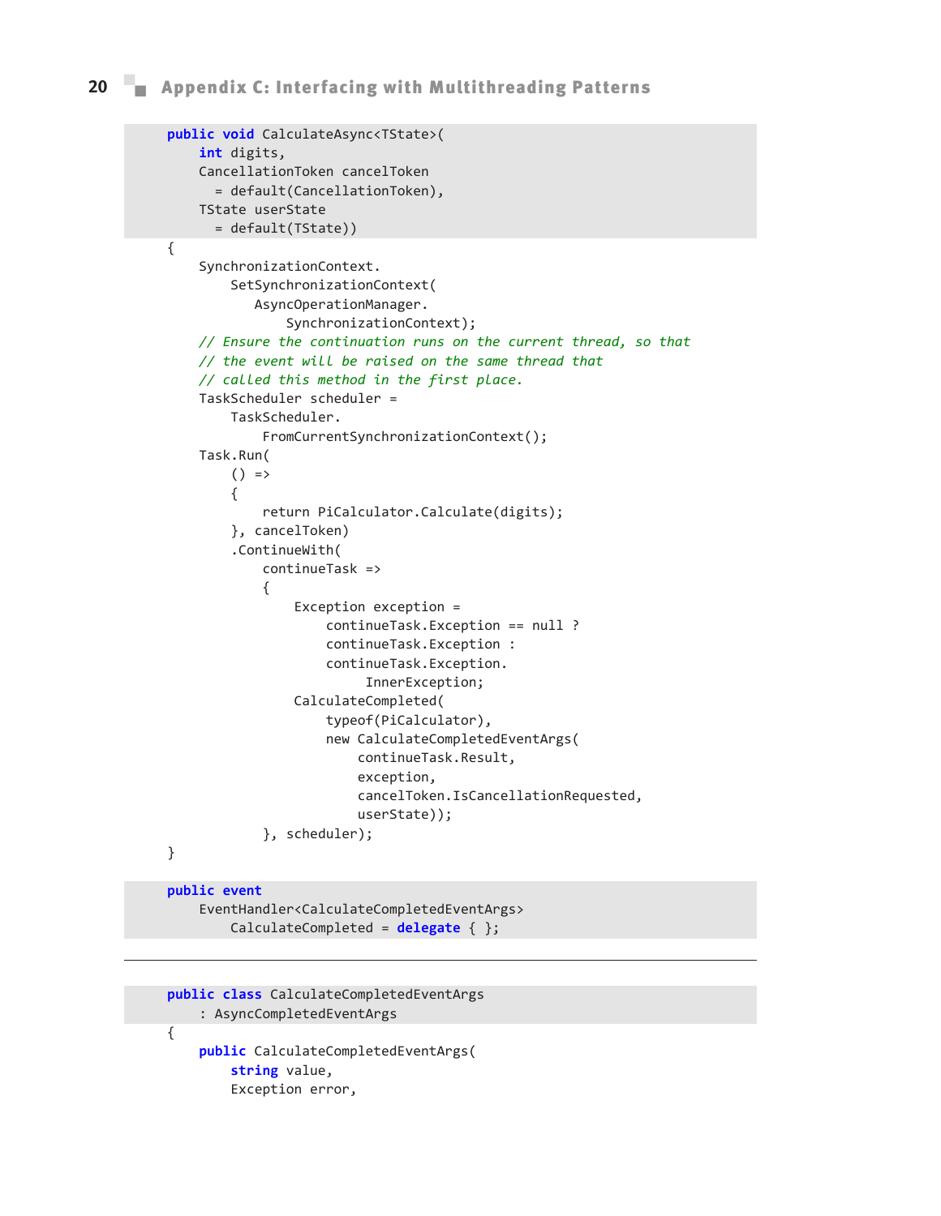```
public void CalculateAsync<TState>(
    int digits,
    CancellationToken cancelToken
      = default(CancellationToken),
    TState userState
      = default(TState))
{
    SynchronizationContext.
        SetSynchronizationContext(
           AsyncOperationManager.
               SynchronizationContext);
    // Ensure the continuation runs on the current thread, so that
    // the event will be raised on the same thread that
    // called this method in the first place.
    TaskScheduler scheduler =
        TaskScheduler.
            FromCurrentSynchronizationContext();
    Task.Run(
        () =>
        {
            return PiCalculator.Calculate(digits);
        }, cancelToken)
        .ContinueWith(
            continueTask =>
            {
                Exception exception =
                    continueTask.Exception == null ?
                    continueTask.Exception :
                    continueTask.Exception.
                         InnerException;
                CalculateCompleted(
                    typeof(PiCalculator),
                    new CalculateCompletedEventArgs(
                        continueTask.Result,
                        exception,
                        cancelToken.IsCancellationRequested,
                        userState));
            }, scheduler);
}

public event
    EventHandler<CalculateCompletedEventArgs>
        CalculateCompleted = delegate { };
```

---

```
public class CalculateCompletedEventArgs
    : AsyncCompletedEventArgs
{
    public CalculateCompletedEventArgs(
        string value,
        Exception error,
```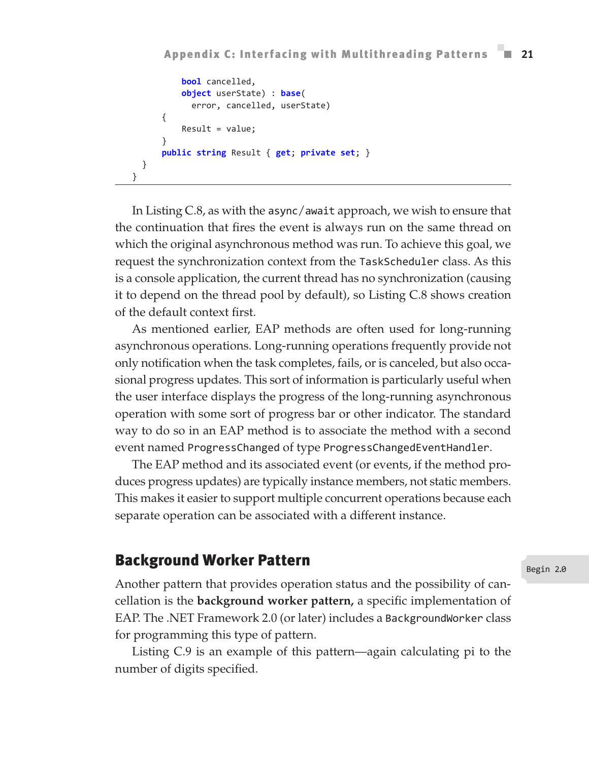```
            bool cancelled,
            object userState) : base(
              error, cancelled, userState)
        {
            Result = value;
        }
        public string Result { get; private set; }
    }
}
```

In Listing C.8, as with the `async`/`await` approach, we wish to ensure that the continuation that fires the event is always run on the same thread on which the original asynchronous method was run. To achieve this goal, we request the synchronization context from the `TaskScheduler` class. As this is a console application, the current thread has no synchronization (causing it to depend on the thread pool by default), so Listing C.8 shows creation of the default context first.

As mentioned earlier, EAP methods are often used for long-running asynchronous operations. Long-running operations frequently provide not only notification when the task completes, fails, or is canceled, but also occasional progress updates. This sort of information is particularly useful when the user interface displays the progress of the long-running asynchronous operation with some sort of progress bar or other indicator. The standard way to do so in an EAP method is to associate the method with a second event named `ProgressChanged` of type `ProgressChangedEventHandler`.

The EAP method and its associated event (or events, if the method produces progress updates) are typically instance members, not static members. This makes it easier to support multiple concurrent operations because each separate operation can be associated with a different instance.

## Background Worker Pattern

Begin 2.0

Another pattern that provides operation status and the possibility of cancellation is the **background worker pattern,** a specific implementation of EAP. The .NET Framework 2.0 (or later) includes a `BackgroundWorker` class for programming this type of pattern.

Listing C.9 is an example of this pattern—again calculating pi to the number of digits specified.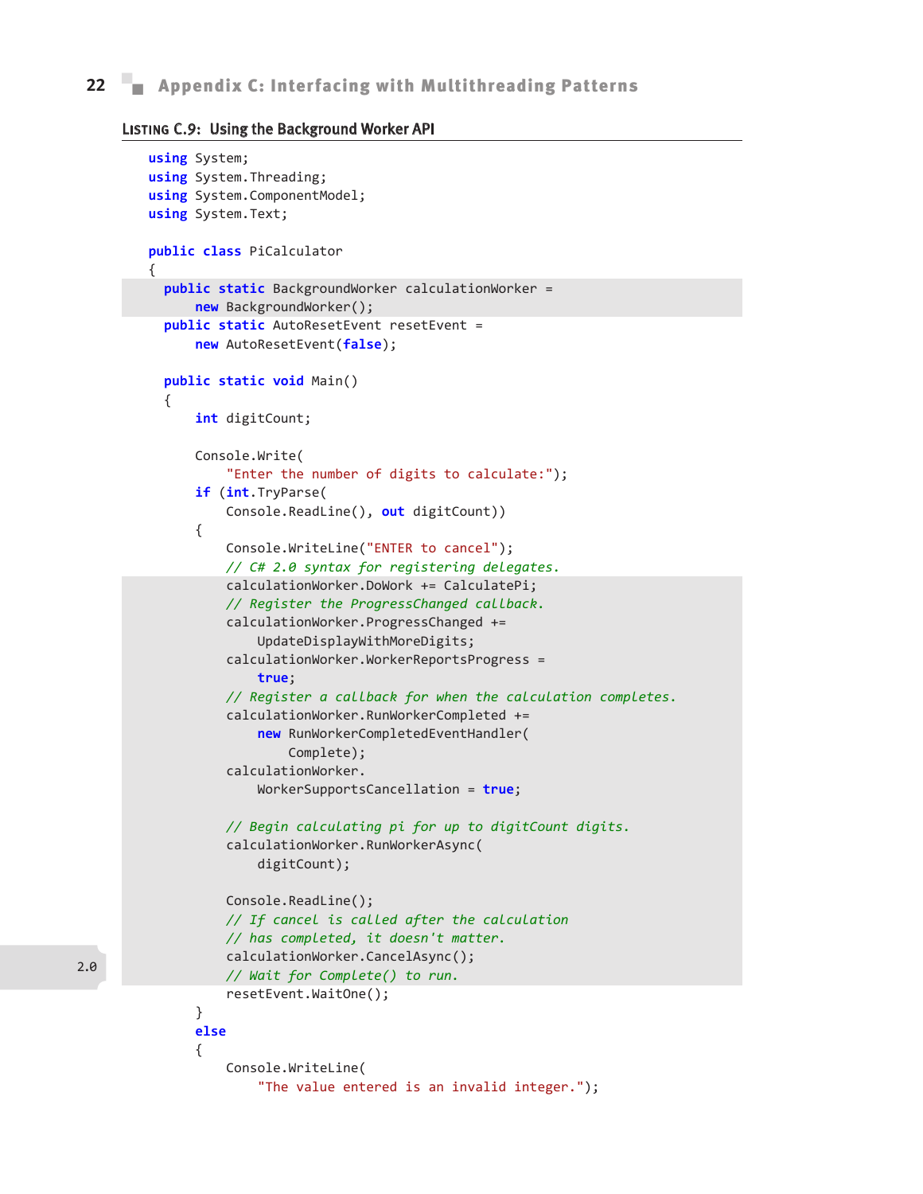**Listing C.9: Using the Background Worker API**

```
using System;
using System.Threading;
using System.ComponentModel;
using System.Text;

public class PiCalculator
{
  public static BackgroundWorker calculationWorker =
      new BackgroundWorker();
  public static AutoResetEvent resetEvent =
      new AutoResetEvent(false);

  public static void Main()
  {
      int digitCount;

      Console.Write(
          "Enter the number of digits to calculate:");
      if (int.TryParse(
          Console.ReadLine(), out digitCount))
      {
          Console.WriteLine("ENTER to cancel");
          // C# 2.0 syntax for registering delegates.
          calculationWorker.DoWork += CalculatePi;
          // Register the ProgressChanged callback.
          calculationWorker.ProgressChanged +=
              UpdateDisplayWithMoreDigits;
          calculationWorker.WorkerReportsProgress =
              true;
          // Register a callback for when the calculation completes.
          calculationWorker.RunWorkerCompleted +=
              new RunWorkerCompletedEventHandler(
                  Complete);
          calculationWorker.
              WorkerSupportsCancellation = true;

          // Begin calculating pi for up to digitCount digits.
          calculationWorker.RunWorkerAsync(
              digitCount);

          Console.ReadLine();
          // If cancel is called after the calculation
          // has completed, it doesn't matter.
          calculationWorker.CancelAsync();
          // Wait for Complete() to run.
          resetEvent.WaitOne();
      }
      else
      {
          Console.WriteLine(
              "The value entered is an invalid integer.");
```

2.0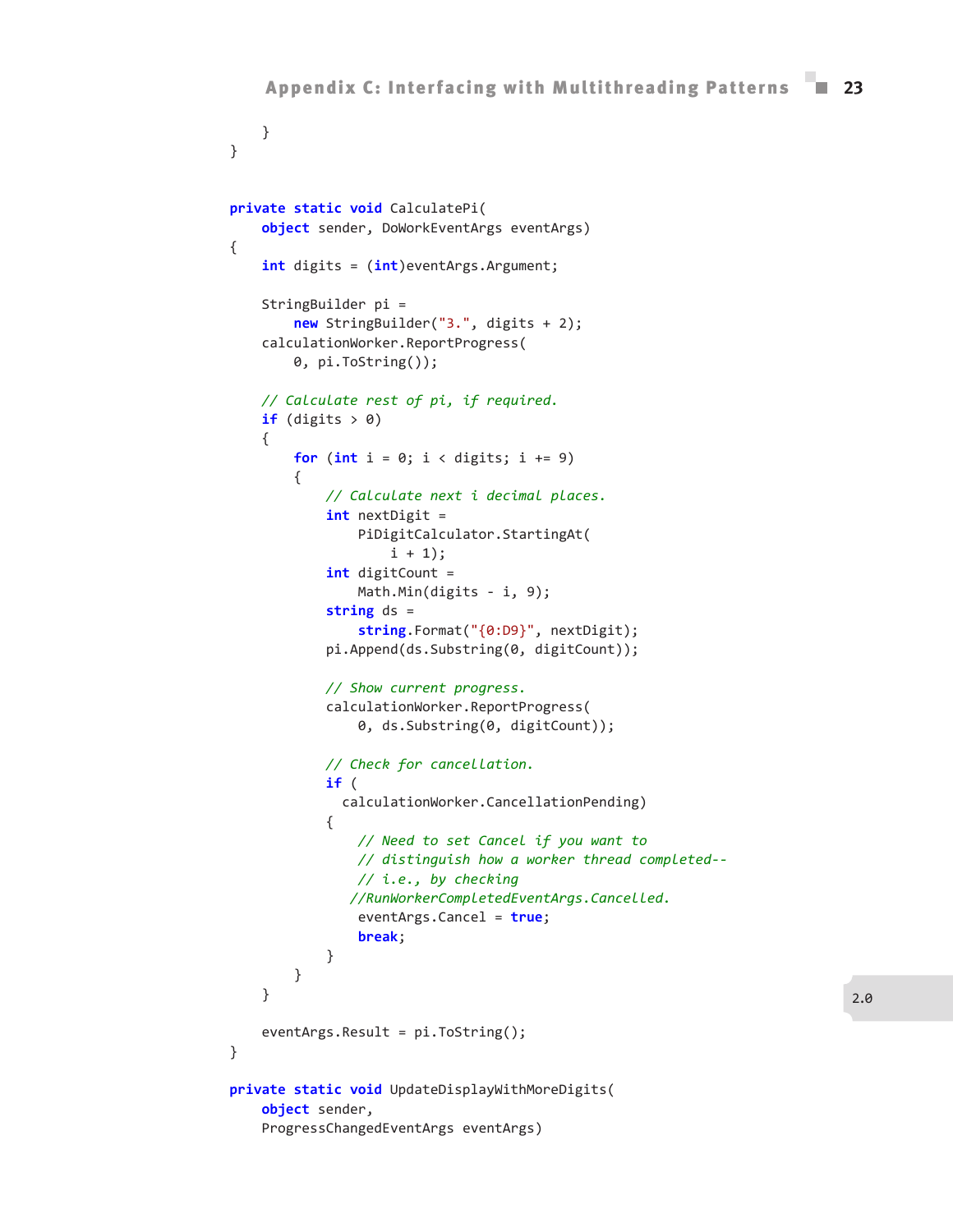```
    }
}


private static void CalculatePi(
    object sender, DoWorkEventArgs eventArgs)
{
    int digits = (int)eventArgs.Argument;

    StringBuilder pi =
        new StringBuilder("3.", digits + 2);
    calculationWorker.ReportProgress(
        0, pi.ToString());

    // Calculate rest of pi, if required.
    if (digits > 0)
    {
        for (int i = 0; i < digits; i += 9)
        {
            // Calculate next i decimal places.
            int nextDigit =
                PiDigitCalculator.StartingAt(
                    i + 1);
            int digitCount =
                Math.Min(digits - i, 9);
            string ds =
                string.Format("{0:D9}", nextDigit);
            pi.Append(ds.Substring(0, digitCount));

            // Show current progress.
            calculationWorker.ReportProgress(
                0, ds.Substring(0, digitCount));

            // Check for cancellation.
            if (
              calculationWorker.CancellationPending)
            {
                // Need to set Cancel if you want to
                // distinguish how a worker thread completed--
                // i.e., by checking
               //RunWorkerCompletedEventArgs.Cancelled.
                eventArgs.Cancel = true;
                break;
            }
        }
    }

    eventArgs.Result = pi.ToString();
}

private static void UpdateDisplayWithMoreDigits(
    object sender,
    ProgressChangedEventArgs eventArgs)
```

2.0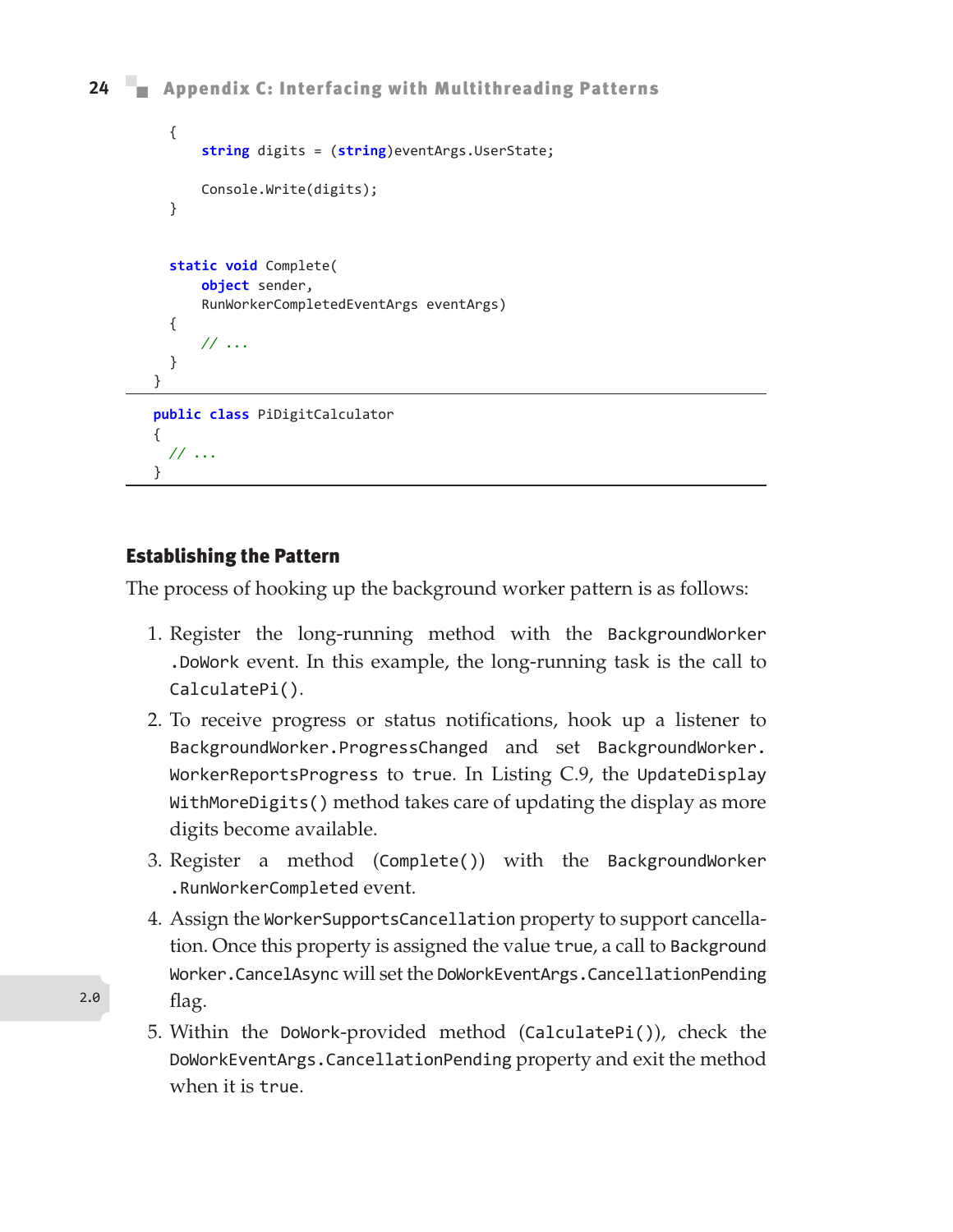```
    {
        string digits = (string)eventArgs.UserState;

        Console.Write(digits);
    }


    static void Complete(
        object sender,
        RunWorkerCompletedEventArgs eventArgs)
    {
        // ...
    }
}
```

```
public class PiDigitCalculator
{
    // ...
}
```

### Establishing the Pattern

The process of hooking up the background worker pattern is as follows:

1. Register the long-running method with the `BackgroundWorker.DoWork` event. In this example, the long-running task is the call to `CalculatePi()`.
2. To receive progress or status notifications, hook up a listener to `BackgroundWorker.ProgressChanged` and set `BackgroundWorker.WorkerReportsProgress` to `true`. In Listing C.9, the `UpdateDisplayWithMoreDigits()` method takes care of updating the display as more digits become available.
3. Register a method (`Complete()`) with the `BackgroundWorker.RunWorkerCompleted` event.
4. Assign the `WorkerSupportsCancellation` property to support cancellation. Once this property is assigned the value `true`, a call to `BackgroundWorker.CancelAsync` will set the `DoWorkEventArgs.CancellationPending` flag.
5. Within the `DoWork`-provided method (`CalculatePi()`), check the `DoWorkEventArgs.CancellationPending` property and exit the method when it is `true`.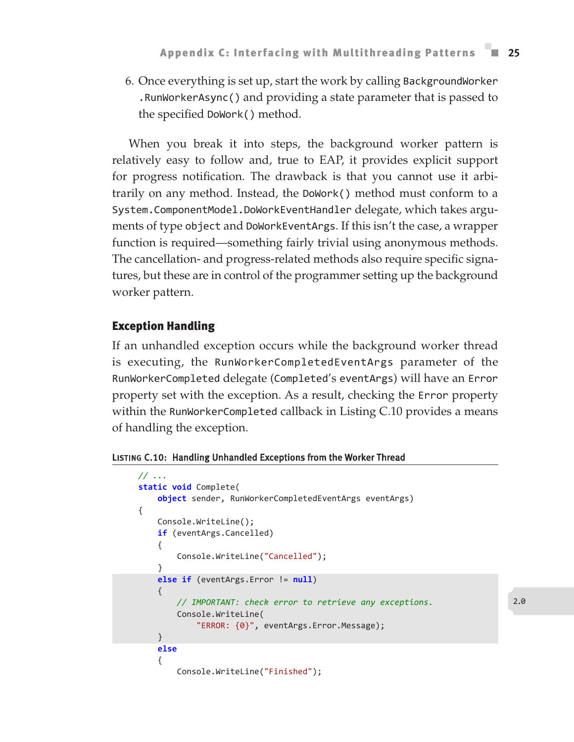6. Once everything is set up, start the work by calling `BackgroundWorker.RunWorkerAsync()` and providing a state parameter that is passed to the specified `DoWork()` method.

When you break it into steps, the background worker pattern is relatively easy to follow and, true to EAP, it provides explicit support for progress notification. The drawback is that you cannot use it arbitrarily on any method. Instead, the `DoWork()` method must conform to a `System.ComponentModel.DoWorkEventHandler` delegate, which takes arguments of type `object` and `DoWorkEventArgs`. If this isn't the case, a wrapper function is required—something fairly trivial using anonymous methods. The cancellation- and progress-related methods also require specific signatures, but these are in control of the programmer setting up the background worker pattern.

### Exception Handling

If an unhandled exception occurs while the background worker thread is executing, the `RunWorkerCompletedEventArgs` parameter of the `RunWorkerCompleted` delegate (`Completed`'s `eventArgs`) will have an `Error` property set with the exception. As a result, checking the `Error` property within the `RunWorkerCompleted` callback in Listing C.10 provides a means of handling the exception.

**Listing C.10: Handling Unhandled Exceptions from the Worker Thread**

```
// ...
static void Complete(
    object sender, RunWorkerCompletedEventArgs eventArgs)
{
    Console.WriteLine();
    if (eventArgs.Cancelled)
    {
        Console.WriteLine("Cancelled");
    }
    else if (eventArgs.Error != null)
    {
        // IMPORTANT: check error to retrieve any exceptions.
        Console.WriteLine(
            "ERROR: {0}", eventArgs.Error.Message);
    }
    else
    {
        Console.WriteLine("Finished");
```

2.0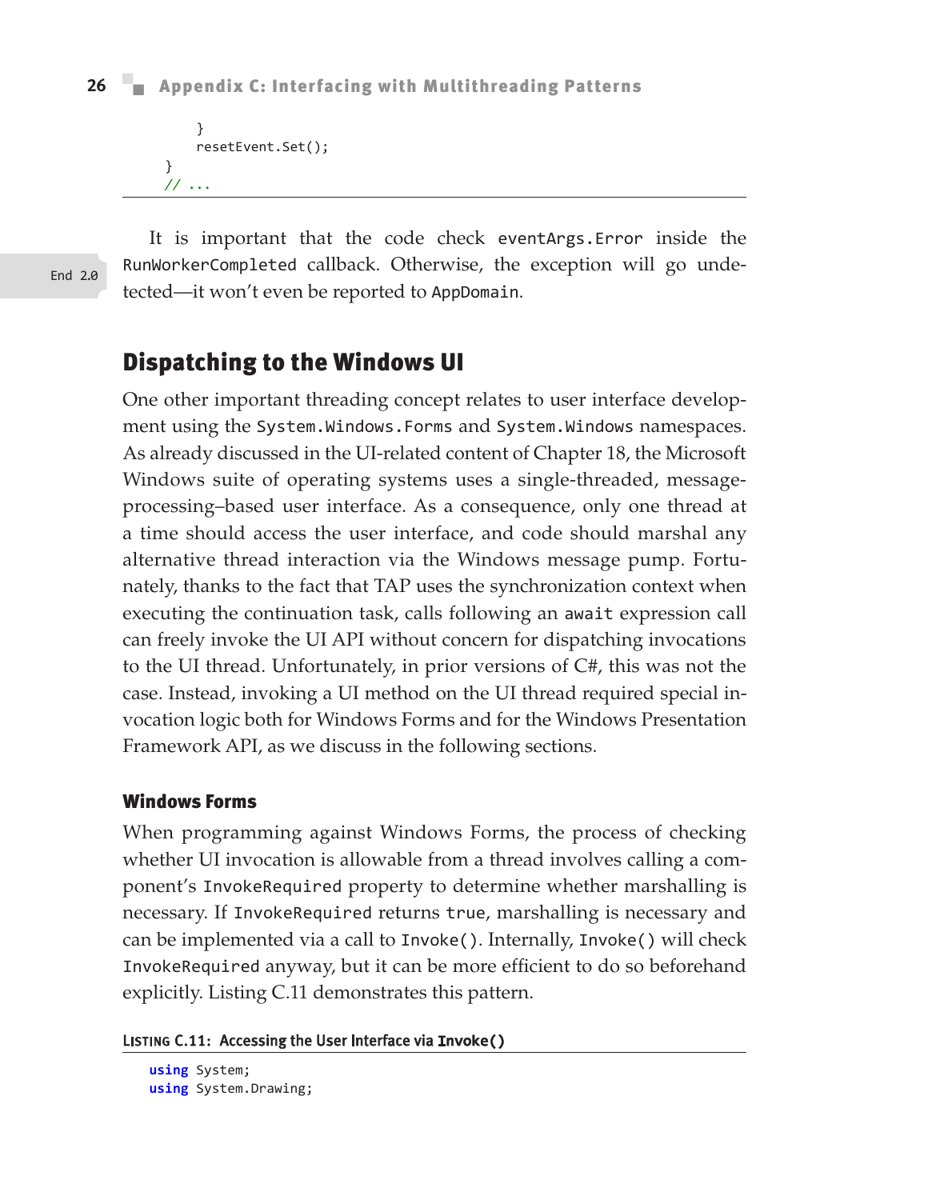```
        }
        resetEvent.Set();
    }
    // ...
```

It is important that the code check `eventArgs.Error` inside the `RunWorkerCompleted` callback. Otherwise, the exception will go undetected—it won't even be reported to `AppDomain`.

End 2.0

## Dispatching to the Windows UI

One other important threading concept relates to user interface development using the `System.Windows.Forms` and `System.Windows` namespaces. As already discussed in the UI-related content of Chapter 18, the Microsoft Windows suite of operating systems uses a single-threaded, message-processing–based user interface. As a consequence, only one thread at a time should access the user interface, and code should marshal any alternative thread interaction via the Windows message pump. Fortunately, thanks to the fact that TAP uses the synchronization context when executing the continuation task, calls following an `await` expression call can freely invoke the UI API without concern for dispatching invocations to the UI thread. Unfortunately, in prior versions of C#, this was not the case. Instead, invoking a UI method on the UI thread required special invocation logic both for Windows Forms and for the Windows Presentation Framework API, as we discuss in the following sections.

### Windows Forms

When programming against Windows Forms, the process of checking whether UI invocation is allowable from a thread involves calling a component's `InvokeRequired` property to determine whether marshalling is necessary. If `InvokeRequired` returns `true`, marshalling is necessary and can be implemented via a call to `Invoke()`. Internally, `Invoke()` will check `InvokeRequired` anyway, but it can be more efficient to do so beforehand explicitly. Listing C.11 demonstrates this pattern.

**Listing C.11: Accessing the User Interface via `Invoke()`**

```
using System;
using System.Drawing;
```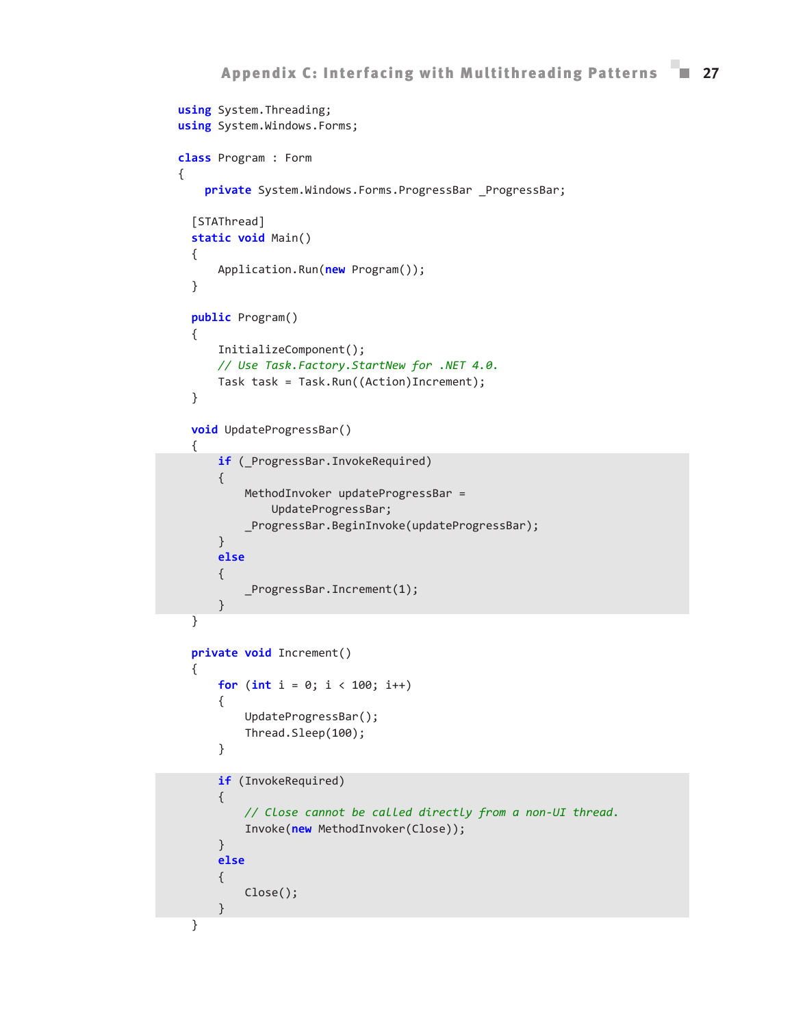```csharp
using System.Threading;
using System.Windows.Forms;

class Program : Form
{
    private System.Windows.Forms.ProgressBar _ProgressBar;

  [STAThread]
  static void Main()
  {
      Application.Run(new Program());
  }

  public Program()
  {
      InitializeComponent();
      // Use Task.Factory.StartNew for .NET 4.0.
      Task task = Task.Run((Action)Increment);
  }

  void UpdateProgressBar()
  {
      if (_ProgressBar.InvokeRequired)
      {
          MethodInvoker updateProgressBar =
              UpdateProgressBar;
          _ProgressBar.BeginInvoke(updateProgressBar);
      }
      else
      {
          _ProgressBar.Increment(1);
      }
  }

  private void Increment()
  {
      for (int i = 0; i < 100; i++)
      {
          UpdateProgressBar();
          Thread.Sleep(100);
      }

      if (InvokeRequired)
      {
          // Close cannot be called directly from a non-UI thread.
          Invoke(new MethodInvoker(Close));
      }
      else
      {
          Close();
      }
  }
```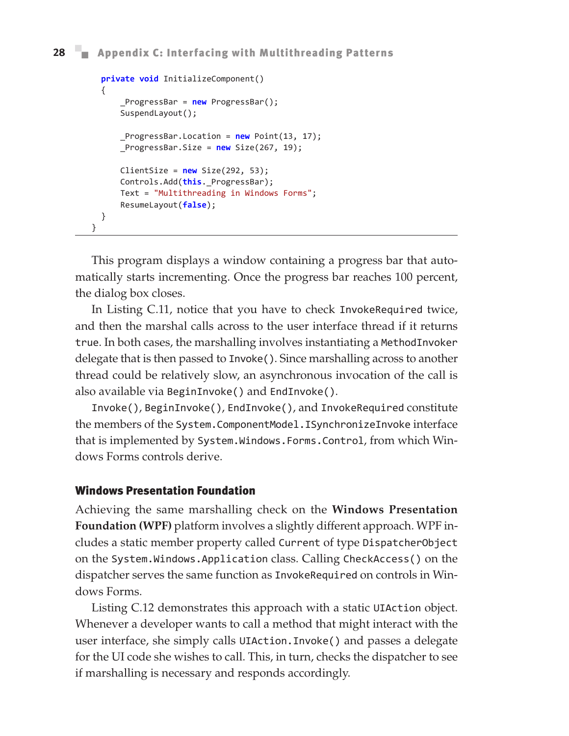```
    private void InitializeComponent()
    {
        _ProgressBar = new ProgressBar();
        SuspendLayout();

        _ProgressBar.Location = new Point(13, 17);
        _ProgressBar.Size = new Size(267, 19);

        ClientSize = new Size(292, 53);
        Controls.Add(this._ProgressBar);
        Text = "Multithreading in Windows Forms";
        ResumeLayout(false);
    }
}
```

This program displays a window containing a progress bar that automatically starts incrementing. Once the progress bar reaches 100 percent, the dialog box closes.

In Listing C.11, notice that you have to check `InvokeRequired` twice, and then the marshal calls across to the user interface thread if it returns `true`. In both cases, the marshalling involves instantiating a `MethodInvoker` delegate that is then passed to `Invoke()`. Since marshalling across to another thread could be relatively slow, an asynchronous invocation of the call is also available via `BeginInvoke()` and `EndInvoke()`.

`Invoke()`, `BeginInvoke()`, `EndInvoke()`, and `InvokeRequired` constitute the members of the `System.ComponentModel.ISynchronizeInvoke` interface that is implemented by `System.Windows.Forms.Control`, from which Windows Forms controls derive.

### Windows Presentation Foundation

Achieving the same marshalling check on the **Windows Presentation Foundation (WPF)** platform involves a slightly different approach. WPF includes a static member property called `Current` of type `DispatcherObject` on the `System.Windows.Application` class. Calling `CheckAccess()` on the dispatcher serves the same function as `InvokeRequired` on controls in Windows Forms.

Listing C.12 demonstrates this approach with a static `UIAction` object. Whenever a developer wants to call a method that might interact with the user interface, she simply calls `UIAction.Invoke()` and passes a delegate for the UI code she wishes to call. This, in turn, checks the dispatcher to see if marshalling is necessary and responds accordingly.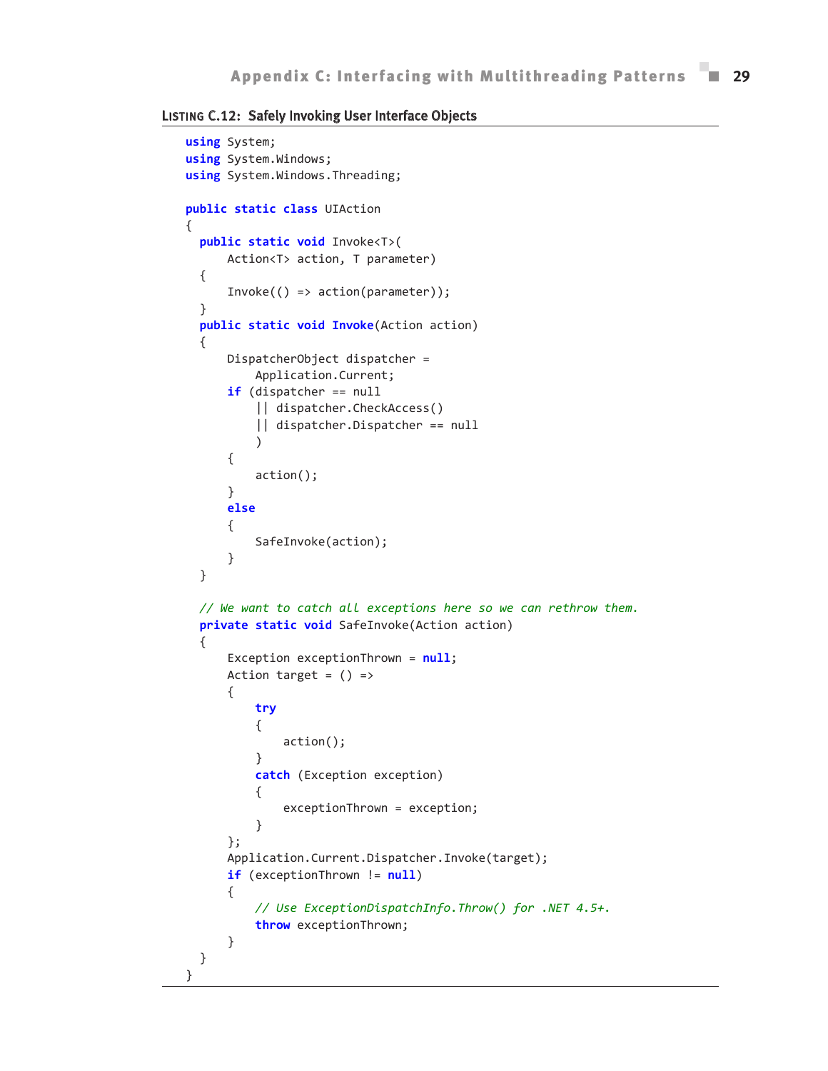**Listing C.12: Safely Invoking User Interface Objects**

```
using System;
using System.Windows;
using System.Windows.Threading;

public static class UIAction
{
  public static void Invoke<T>(
      Action<T> action, T parameter)
  {
      Invoke(() => action(parameter));
  }
  public static void Invoke(Action action)
  {
      DispatcherObject dispatcher =
          Application.Current;
      if (dispatcher == null
          || dispatcher.CheckAccess()
          || dispatcher.Dispatcher == null
          )
      {
          action();
      }
      else
      {
          SafeInvoke(action);
      }
  }

  // We want to catch all exceptions here so we can rethrow them.
  private static void SafeInvoke(Action action)
  {
      Exception exceptionThrown = null;
      Action target = () =>
      {
          try
          {
              action();
          }
          catch (Exception exception)
          {
              exceptionThrown = exception;
          }
      };
      Application.Current.Dispatcher.Invoke(target);
      if (exceptionThrown != null)
      {
          // Use ExceptionDispatchInfo.Throw() for .NET 4.5+.
          throw exceptionThrown;
      }
  }
}
```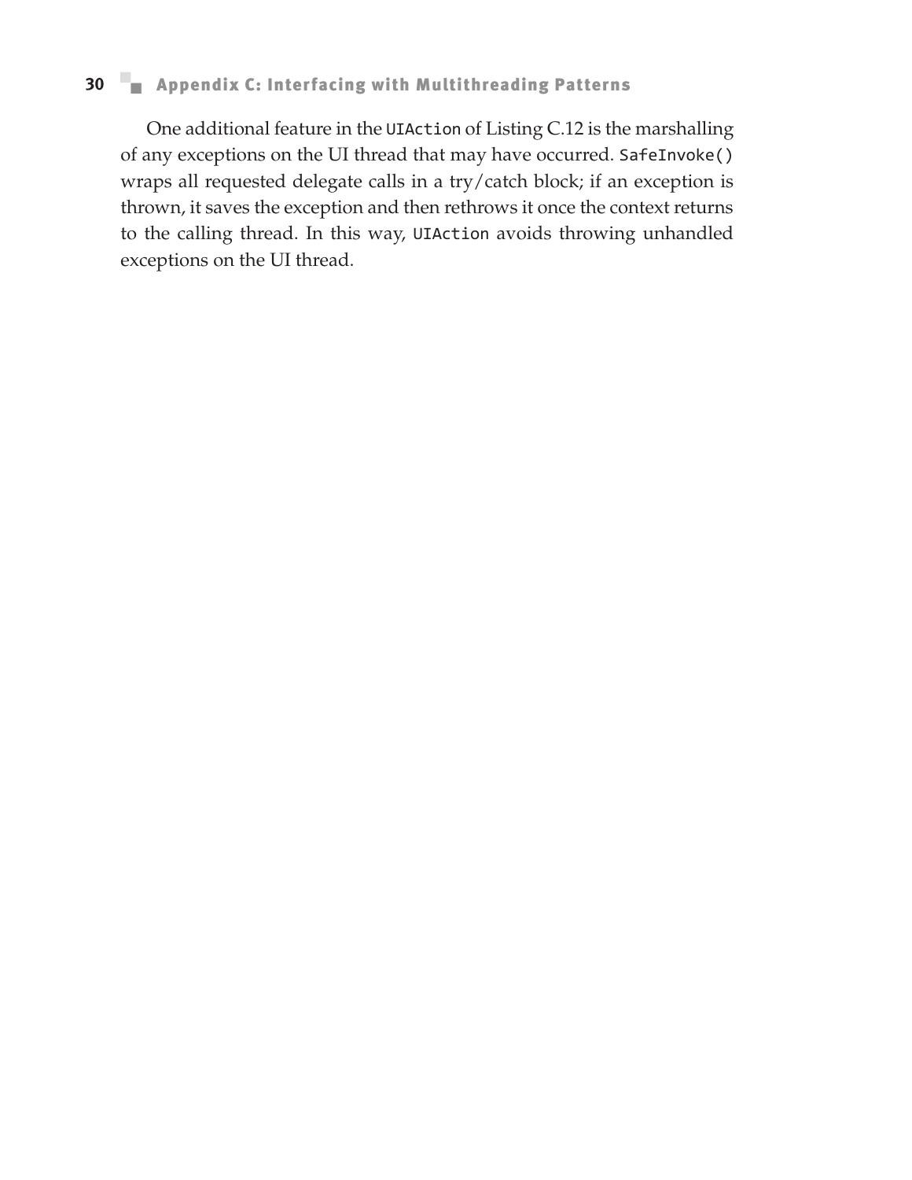One additional feature in the `UIAction` of Listing C.12 is the marshalling of any exceptions on the UI thread that may have occurred. `SafeInvoke()` wraps all requested delegate calls in a try/catch block; if an exception is thrown, it saves the exception and then rethrows it once the context returns to the calling thread. In this way, `UIAction` avoids throwing unhandled exceptions on the UI thread.